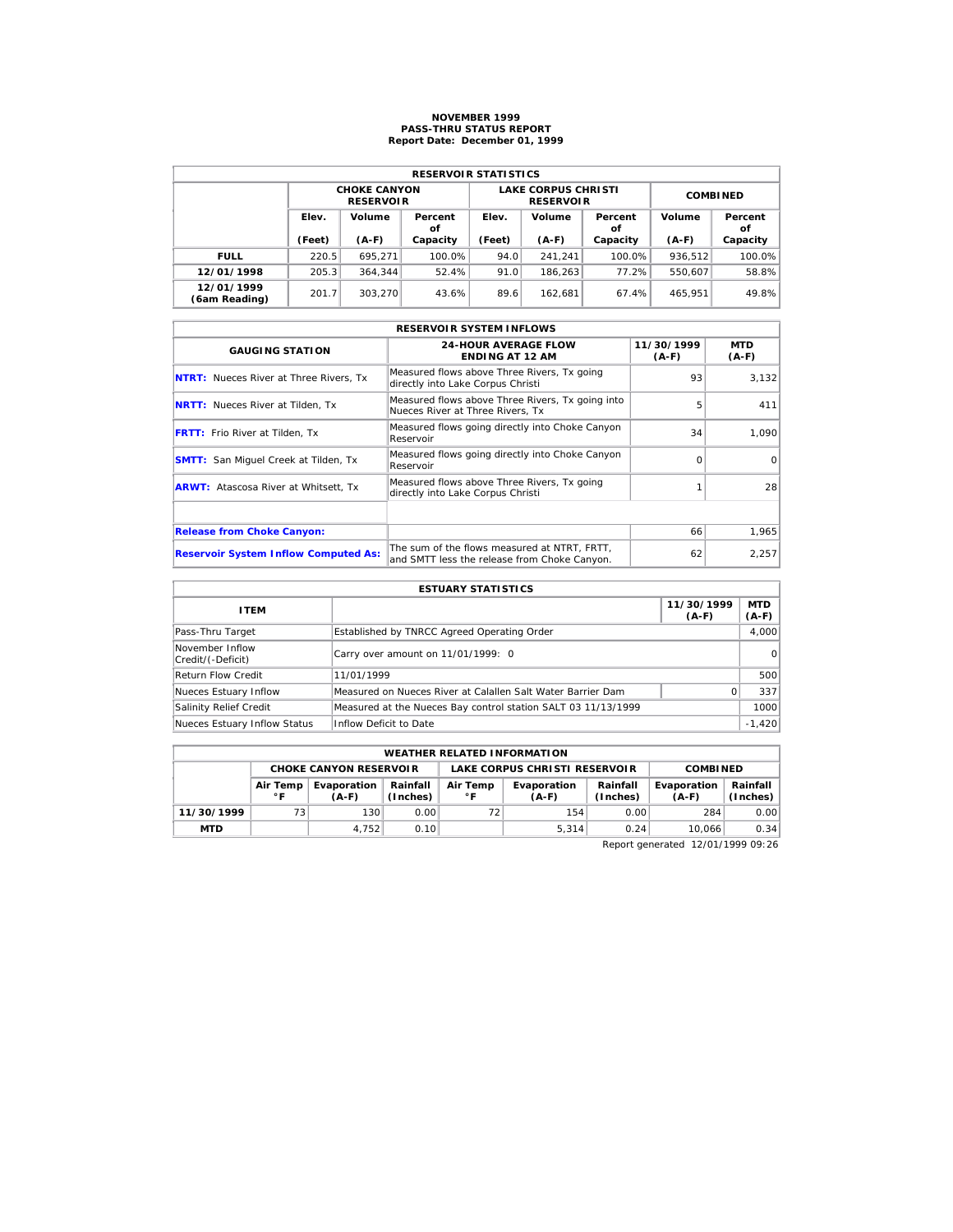# NOVEMBER 1999
## PASS-THRU STATUS REPORT
### Report Date: December 01, 1999

| RESERVOIR STATISTICS | | | | | | | | |
|---|---|---|---|---|---|---|---|---|
| | CHOKE CANYON RESERVOIR | | | LAKE CORPUS CHRISTI RESERVOIR | | | COMBINED | |
| | Elev. (Feet) | Volume (A-F) | Percent of Capacity | Elev. (Feet) | Volume (A-F) | Percent of Capacity | Volume (A-F) | Percent of Capacity |
| FULL | 220.5 | 695,271 | 100.0% | 94.0 | 241,241 | 100.0% | 936,512 | 100.0% |
| 12/01/1998 | 205.3 | 364,344 | 52.4% | 91.0 | 186,263 | 77.2% | 550,607 | 58.8% |
| 12/01/1999 (6am Reading) | 201.7 | 303,270 | 43.6% | 89.6 | 162,681 | 67.4% | 465,951 | 49.8% |

| RESERVOIR SYSTEM INFLOWS | | | |
|---|---|---|---|
| GAUGING STATION | 24-HOUR AVERAGE FLOW ENDING AT 12 AM | 11/30/1999 (A-F) | MTD (A-F) |
| NTRT: Nueces River at Three Rivers, Tx | Measured flows above Three Rivers, Tx going directly into Lake Corpus Christi | 93 | 3,132 |
| NRTT: Nueces River at Tilden, Tx | Measured flows above Three Rivers, Tx going into Nueces River at Three Rivers, Tx | 5 | 411 |
| FRTT: Frio River at Tilden, Tx | Measured flows going directly into Choke Canyon Reservoir | 34 | 1,090 |
| SMTT: San Miguel Creek at Tilden, Tx | Measured flows going directly into Choke Canyon Reservoir | 0 | 0 |
| ARWT: Atascosa River at Whitsett, Tx | Measured flows above Three Rivers, Tx going directly into Lake Corpus Christi | 1 | 28 |
| | | | |
| Release from Choke Canyon: | | 66 | 1,965 |
| Reservoir System Inflow Computed As: | The sum of the flows measured at NTRT, FRTT, and SMTT less the release from Choke Canyon. | 62 | 2,257 |

| ESTUARY STATISTICS | | | |
|---|---|---|---|
| ITEM | | 11/30/1999 (A-F) | MTD (A-F) |
| Pass-Thru Target | Established by TNRCC Agreed Operating Order | | 4,000 |
| November Inflow Credit/(-Deficit) | Carry over amount on 11/01/1999: 0 | | 0 |
| Return Flow Credit | 11/01/1999 | | 500 |
| Nueces Estuary Inflow | Measured on Nueces River at Calallen Salt Water Barrier Dam | 0 | 337 |
| Salinity Relief Credit | Measured at the Nueces Bay control station SALT 03 11/13/1999 | | 1000 |
| Nueces Estuary Inflow Status | Inflow Deficit to Date | | -1,420 |

| WEATHER RELATED INFORMATION | | | | | | | | |
|---|---|---|---|---|---|---|---|---|
| | CHOKE CANYON RESERVOIR | | | LAKE CORPUS CHRISTI RESERVOIR | | | COMBINED | |
| | Air Temp °F | Evaporation (A-F) | Rainfall (Inches) | Air Temp °F | Evaporation (A-F) | Rainfall (Inches) | Evaporation (A-F) | Rainfall (Inches) |
| 11/30/1999 | 73 | 130 | 0.00 | 72 | 154 | 0.00 | 284 | 0.00 |
| MTD | | 4,752 | 0.10 | | 5,314 | 0.24 | 10,066 | 0.34 |

Report generated 12/01/1999 09:26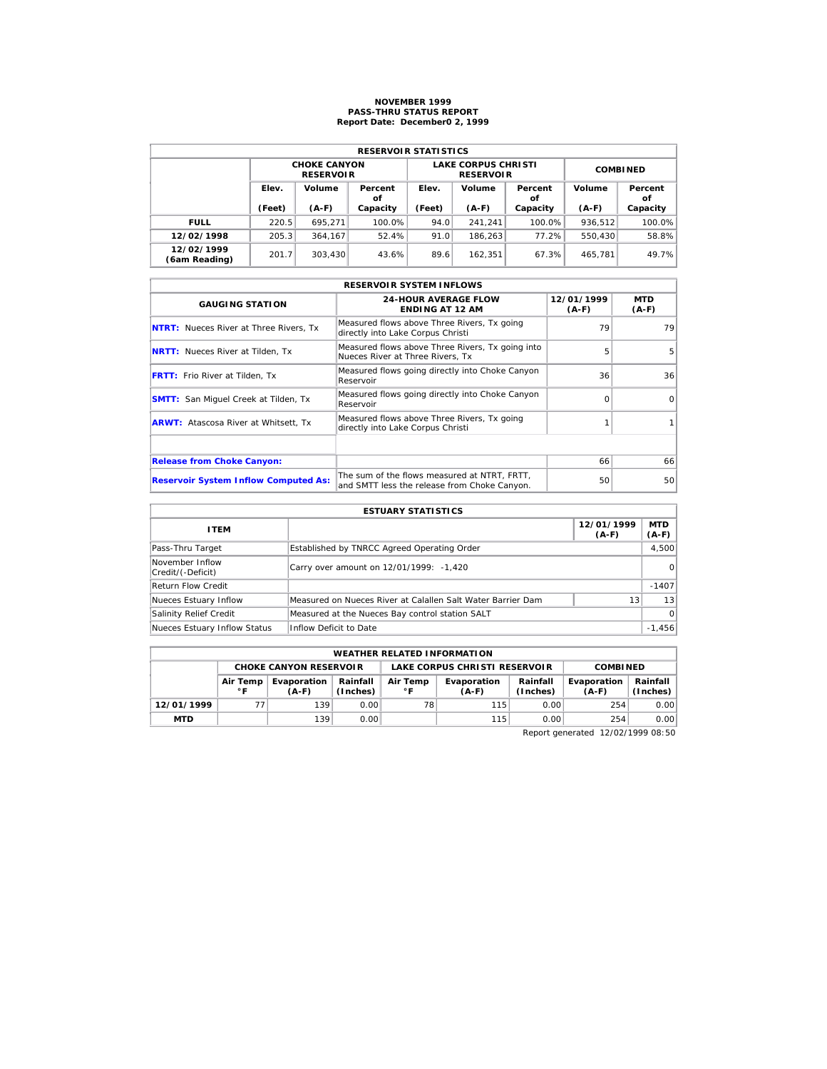# NOVEMBER 1999
## PASS-THRU STATUS REPORT
### Report Date: December0 2, 1999

| RESERVOIR STATISTICS | | | | | | | | |
|---|---|---|---|---|---|---|---|---|
| | CHOKE CANYON RESERVOIR | | | LAKE CORPUS CHRISTI RESERVOIR | | | COMBINED | |
| | Elev. (Feet) | Volume (A-F) | Percent of Capacity | Elev. (Feet) | Volume (A-F) | Percent of Capacity | Volume (A-F) | Percent of Capacity |
| **FULL** | 220.5 | 695,271 | 100.0% | 94.0 | 241,241 | 100.0% | 936,512 | 100.0% |
| **12/02/1998** | 205.3 | 364,167 | 52.4% | 91.0 | 186,263 | 77.2% | 550,430 | 58.8% |
| **12/02/1999 (6am Reading)** | 201.7 | 303,430 | 43.6% | 89.6 | 162,351 | 67.3% | 465,781 | 49.7% |

| RESERVOIR SYSTEM INFLOWS | | | |
|---|---|---|---|
| GAUGING STATION | 24-HOUR AVERAGE FLOW ENDING AT 12 AM | 12/01/1999 (A-F) | MTD (A-F) |
| **NTRT:** Nueces River at Three Rivers, Tx | Measured flows above Three Rivers, Tx going directly into Lake Corpus Christi | 79 | 79 |
| **NRTT:** Nueces River at Tilden, Tx | Measured flows above Three Rivers, Tx going into Nueces River at Three Rivers, Tx | 5 | 5 |
| **FRTT:** Frio River at Tilden, Tx | Measured flows going directly into Choke Canyon Reservoir | 36 | 36 |
| **SMTT:** San Miguel Creek at Tilden, Tx | Measured flows going directly into Choke Canyon Reservoir | 0 | 0 |
| **ARWT:** Atascosa River at Whitsett, Tx | Measured flows above Three Rivers, Tx going directly into Lake Corpus Christi | 1 | 1 |
| | | | |
| **Release from Choke Canyon:** | | 66 | 66 |
| **Reservoir System Inflow Computed As:** | The sum of the flows measured at NTRT, FRTT, and SMTT less the release from Choke Canyon. | 50 | 50 |

| ESTUARY STATISTICS | | | |
|---|---|---|---|
| ITEM | | 12/01/1999 (A-F) | MTD (A-F) |
| Pass-Thru Target | Established by TNRCC Agreed Operating Order | | 4,500 |
| November Inflow Credit/(-Deficit) | Carry over amount on 12/01/1999: -1,420 | | 0 |
| Return Flow Credit | | | -1407 |
| Nueces Estuary Inflow | Measured on Nueces River at Calallen Salt Water Barrier Dam | 13 | 13 |
| Salinity Relief Credit | Measured at the Nueces Bay control station SALT | | 0 |
| Nueces Estuary Inflow Status | Inflow Deficit to Date | | -1,456 |

| WEATHER RELATED INFORMATION | | | | | | | | |
|---|---|---|---|---|---|---|---|---|
| | CHOKE CANYON RESERVOIR | | | LAKE CORPUS CHRISTI RESERVOIR | | | COMBINED | |
| | Air Temp °F | Evaporation (A-F) | Rainfall (Inches) | Air Temp °F | Evaporation (A-F) | Rainfall (Inches) | Evaporation (A-F) | Rainfall (Inches) |
| **12/01/1999** | 77 | 139 | 0.00 | 78 | 115 | 0.00 | 254 | 0.00 |
| **MTD** | | 139 | 0.00 | | 115 | 0.00 | 254 | 0.00 |

Report generated 12/02/1999 08:50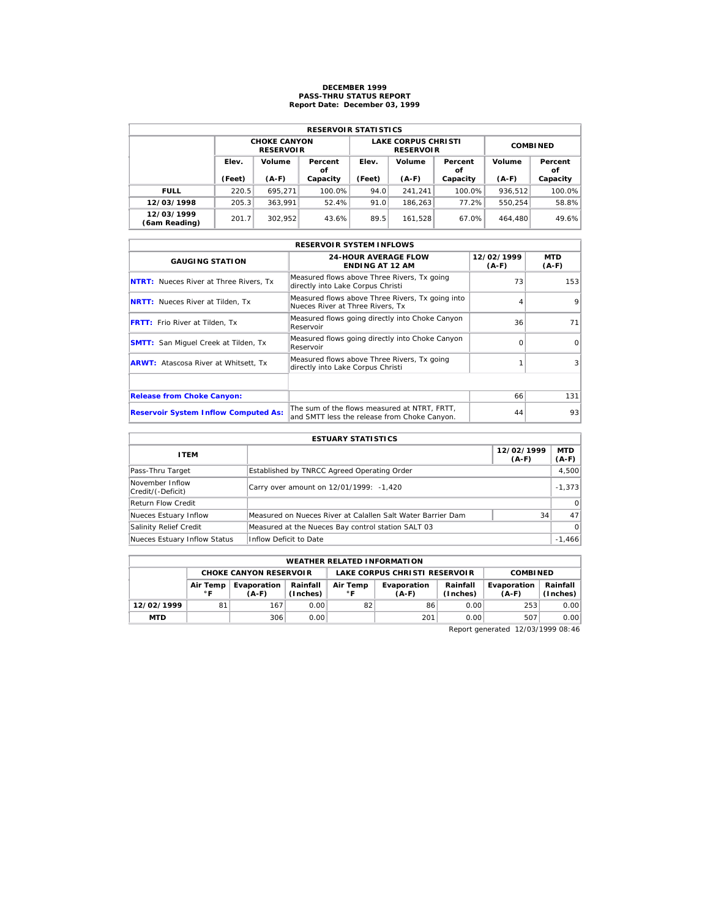# DECEMBER 1999
## PASS-THRU STATUS REPORT
### Report Date: December 03, 1999

| RESERVOIR STATISTICS | | | | | | | | |
|---|---|---|---|---|---|---|---|---|
| | CHOKE CANYON RESERVOIR | | | LAKE CORPUS CHRISTI RESERVOIR | | | COMBINED | |
| | Elev. (Feet) | Volume (A-F) | Percent of Capacity | Elev. (Feet) | Volume (A-F) | Percent of Capacity | Volume (A-F) | Percent of Capacity |
| FULL | 220.5 | 695,271 | 100.0% | 94.0 | 241,241 | 100.0% | 936,512 | 100.0% |
| 12/03/1998 | 205.3 | 363,991 | 52.4% | 91.0 | 186,263 | 77.2% | 550,254 | 58.8% |
| 12/03/1999 (6am Reading) | 201.7 | 302,952 | 43.6% | 89.5 | 161,528 | 67.0% | 464,480 | 49.6% |

| RESERVOIR SYSTEM INFLOWS | | | |
|---|---|---|---|
| GAUGING STATION | 24-HOUR AVERAGE FLOW ENDING AT 12 AM | 12/02/1999 (A-F) | MTD (A-F) |
| **NTRT:** Nueces River at Three Rivers, Tx | Measured flows above Three Rivers, Tx going directly into Lake Corpus Christi | 73 | 153 |
| **NRTT:** Nueces River at Tilden, Tx | Measured flows above Three Rivers, Tx going into Nueces River at Three Rivers, Tx | 4 | 9 |
| **FRTT:** Frio River at Tilden, Tx | Measured flows going directly into Choke Canyon Reservoir | 36 | 71 |
| **SMTT:** San Miguel Creek at Tilden, Tx | Measured flows going directly into Choke Canyon Reservoir | 0 | 0 |
| **ARWT:** Atascosa River at Whitsett, Tx | Measured flows above Three Rivers, Tx going directly into Lake Corpus Christi | 1 | 3 |
| | | | |
| **Release from Choke Canyon:** | | 66 | 131 |
| **Reservoir System Inflow Computed As:** | The sum of the flows measured at NTRT, FRTT, and SMTT less the release from Choke Canyon. | 44 | 93 |

| ESTUARY STATISTICS | | | |
|---|---|---|---|
| ITEM | | 12/02/1999 (A-F) | MTD (A-F) |
| Pass-Thru Target | Established by TNRCC Agreed Operating Order | | 4,500 |
| November Inflow Credit/(-Deficit) | Carry over amount on 12/01/1999: -1,420 | | -1,373 |
| Return Flow Credit | | | 0 |
| Nueces Estuary Inflow | Measured on Nueces River at Calallen Salt Water Barrier Dam | 34 | 47 |
| Salinity Relief Credit | Measured at the Nueces Bay control station SALT 03 | | 0 |
| Nueces Estuary Inflow Status | Inflow Deficit to Date | | -1,466 |

| WEATHER RELATED INFORMATION | | | | | | | | |
|---|---|---|---|---|---|---|---|---|
| | CHOKE CANYON RESERVOIR | | | LAKE CORPUS CHRISTI RESERVOIR | | | COMBINED | |
| | Air Temp °F | Evaporation (A-F) | Rainfall (Inches) | Air Temp °F | Evaporation (A-F) | Rainfall (Inches) | Evaporation (A-F) | Rainfall (Inches) |
| 12/02/1999 | 81 | 167 | 0.00 | 82 | 86 | 0.00 | 253 | 0.00 |
| MTD | | 306 | 0.00 | | 201 | 0.00 | 507 | 0.00 |

Report generated 12/03/1999 08:46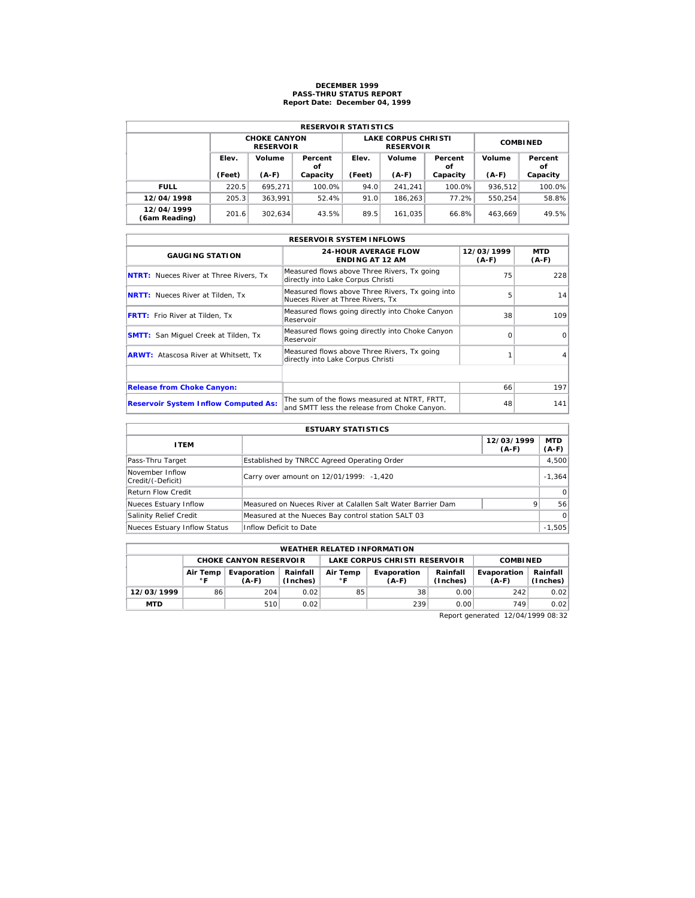# DECEMBER 1999
## PASS-THRU STATUS REPORT
### Report Date: December 04, 1999

| RESERVOIR STATISTICS | | | | | | | | |
|---|---|---|---|---|---|---|---|---|
| | CHOKE CANYON RESERVOIR | | | LAKE CORPUS CHRISTI RESERVOIR | | | COMBINED | |
| | Elev. (Feet) | Volume (A-F) | Percent of Capacity | Elev. (Feet) | Volume (A-F) | Percent of Capacity | Volume (A-F) | Percent of Capacity |
| **FULL** | 220.5 | 695,271 | 100.0% | 94.0 | 241,241 | 100.0% | 936,512 | 100.0% |
| **12/04/1998** | 205.3 | 363,991 | 52.4% | 91.0 | 186,263 | 77.2% | 550,254 | 58.8% |
| **12/04/1999 (6am Reading)** | 201.6 | 302,634 | 43.5% | 89.5 | 161,035 | 66.8% | 463,669 | 49.5% |

| RESERVOIR SYSTEM INFLOWS | | | |
|---|---|---|---|
| GAUGING STATION | 24-HOUR AVERAGE FLOW ENDING AT 12 AM | 12/03/1999 (A-F) | MTD (A-F) |
| **NTRT:** Nueces River at Three Rivers, Tx | Measured flows above Three Rivers, Tx going directly into Lake Corpus Christi | 75 | 228 |
| **NRTT:** Nueces River at Tilden, Tx | Measured flows above Three Rivers, Tx going into Nueces River at Three Rivers, Tx | 5 | 14 |
| **FRTT:** Frio River at Tilden, Tx | Measured flows going directly into Choke Canyon Reservoir | 38 | 109 |
| **SMTT:** San Miguel Creek at Tilden, Tx | Measured flows going directly into Choke Canyon Reservoir | 0 | 0 |
| **ARWT:** Atascosa River at Whitsett, Tx | Measured flows above Three Rivers, Tx going directly into Lake Corpus Christi | 1 | 4 |
| | | | |
| **Release from Choke Canyon:** | | 66 | 197 |
| **Reservoir System Inflow Computed As:** | The sum of the flows measured at NTRT, FRTT, and SMTT less the release from Choke Canyon. | 48 | 141 |

| ESTUARY STATISTICS | | | |
|---|---|---|---|
| ITEM | | 12/03/1999 (A-F) | MTD (A-F) |
| Pass-Thru Target | Established by TNRCC Agreed Operating Order | | 4,500 |
| November Inflow Credit/(-Deficit) | Carry over amount on 12/01/1999: -1,420 | | -1,364 |
| Return Flow Credit | | | 0 |
| Nueces Estuary Inflow | Measured on Nueces River at Calallen Salt Water Barrier Dam | 9 | 56 |
| Salinity Relief Credit | Measured at the Nueces Bay control station SALT 03 | | 0 |
| Nueces Estuary Inflow Status | Inflow Deficit to Date | | -1,505 |

| WEATHER RELATED INFORMATION | | | | | | | | |
|---|---|---|---|---|---|---|---|---|
| | CHOKE CANYON RESERVOIR | | | LAKE CORPUS CHRISTI RESERVOIR | | | COMBINED | |
| | Air Temp °F | Evaporation (A-F) | Rainfall (Inches) | Air Temp °F | Evaporation (A-F) | Rainfall (Inches) | Evaporation (A-F) | Rainfall (Inches) |
| **12/03/1999** | 86 | 204 | 0.02 | 85 | 38 | 0.00 | 242 | 0.02 |
| **MTD** | | 510 | 0.02 | | 239 | 0.00 | 749 | 0.02 |

Report generated 12/04/1999 08:32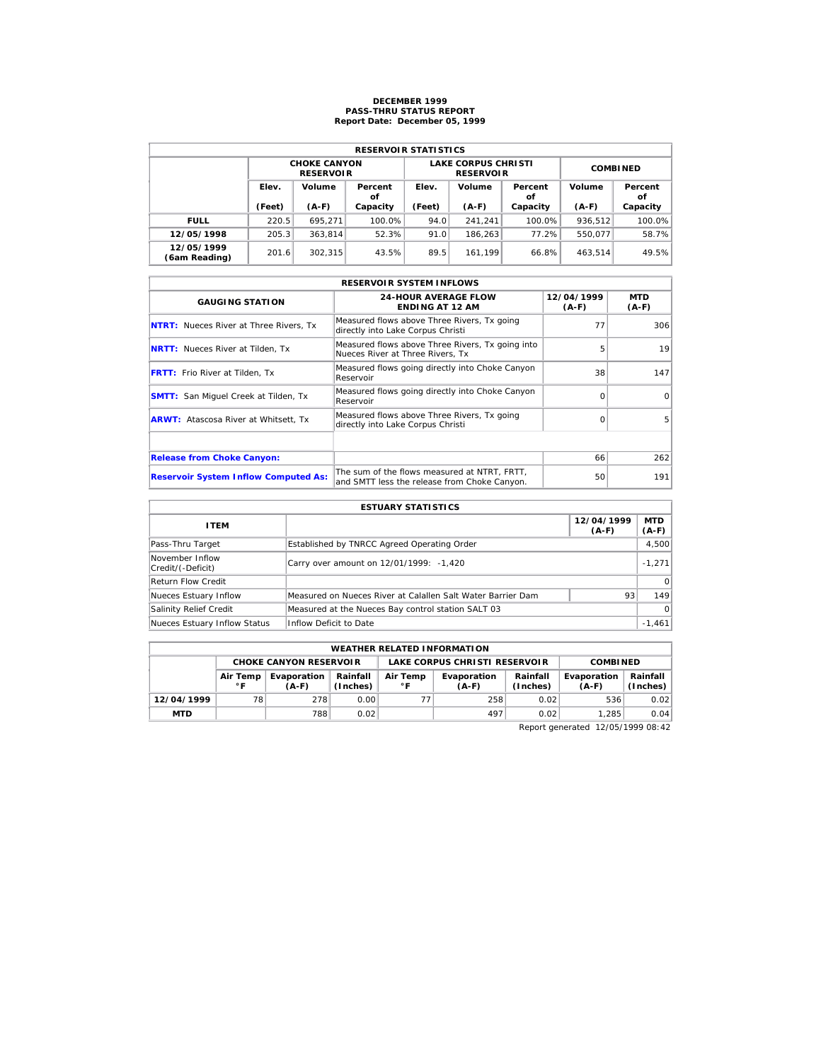# DECEMBER 1999
## PASS-THRU STATUS REPORT
### Report Date: December 05, 1999

| RESERVOIR STATISTICS | | | | | | | | |
|---|---|---|---|---|---|---|---|---|
| | CHOKE CANYON RESERVOIR | | | LAKE CORPUS CHRISTI RESERVOIR | | | COMBINED | |
| | Elev. (Feet) | Volume (A-F) | Percent of Capacity | Elev. (Feet) | Volume (A-F) | Percent of Capacity | Volume (A-F) | Percent of Capacity |
| **FULL** | 220.5 | 695,271 | 100.0% | 94.0 | 241,241 | 100.0% | 936,512 | 100.0% |
| **12/05/1998** | 205.3 | 363,814 | 52.3% | 91.0 | 186,263 | 77.2% | 550,077 | 58.7% |
| **12/05/1999 (6am Reading)** | 201.6 | 302,315 | 43.5% | 89.5 | 161,199 | 66.8% | 463,514 | 49.5% |

| RESERVOIR SYSTEM INFLOWS | | | |
|---|---|---|---|
| GAUGING STATION | 24-HOUR AVERAGE FLOW ENDING AT 12 AM | 12/04/1999 (A-F) | MTD (A-F) |
| **NTRT:** Nueces River at Three Rivers, Tx | Measured flows above Three Rivers, Tx going directly into Lake Corpus Christi | 77 | 306 |
| **NRTT:** Nueces River at Tilden, Tx | Measured flows above Three Rivers, Tx going into Nueces River at Three Rivers, Tx | 5 | 19 |
| **FRTT:** Frio River at Tilden, Tx | Measured flows going directly into Choke Canyon Reservoir | 38 | 147 |
| **SMTT:** San Miguel Creek at Tilden, Tx | Measured flows going directly into Choke Canyon Reservoir | 0 | 0 |
| **ARWT:** Atascosa River at Whitsett, Tx | Measured flows above Three Rivers, Tx going directly into Lake Corpus Christi | 0 | 5 |
| | | | |
| **Release from Choke Canyon:** | | 66 | 262 |
| **Reservoir System Inflow Computed As:** | The sum of the flows measured at NTRT, FRTT, and SMTT less the release from Choke Canyon. | 50 | 191 |

| ESTUARY STATISTICS | | | |
|---|---|---|---|
| ITEM | | 12/04/1999 (A-F) | MTD (A-F) |
| Pass-Thru Target | Established by TNRCC Agreed Operating Order | | 4,500 |
| November Inflow Credit/(-Deficit) | Carry over amount on 12/01/1999: -1,420 | | -1,271 |
| Return Flow Credit | | | 0 |
| Nueces Estuary Inflow | Measured on Nueces River at Calallen Salt Water Barrier Dam | 93 | 149 |
| Salinity Relief Credit | Measured at the Nueces Bay control station SALT 03 | | 0 |
| Nueces Estuary Inflow Status | Inflow Deficit to Date | | -1,461 |

| WEATHER RELATED INFORMATION | | | | | | | | |
|---|---|---|---|---|---|---|---|---|
| | CHOKE CANYON RESERVOIR | | | LAKE CORPUS CHRISTI RESERVOIR | | | COMBINED | |
| | Air Temp °F | Evaporation (A-F) | Rainfall (Inches) | Air Temp °F | Evaporation (A-F) | Rainfall (Inches) | Evaporation (A-F) | Rainfall (Inches) |
| **12/04/1999** | 78 | 278 | 0.00 | 77 | 258 | 0.02 | 536 | 0.02 |
| **MTD** | | 788 | 0.02 | | 497 | 0.02 | 1,285 | 0.04 |

Report generated 12/05/1999 08:42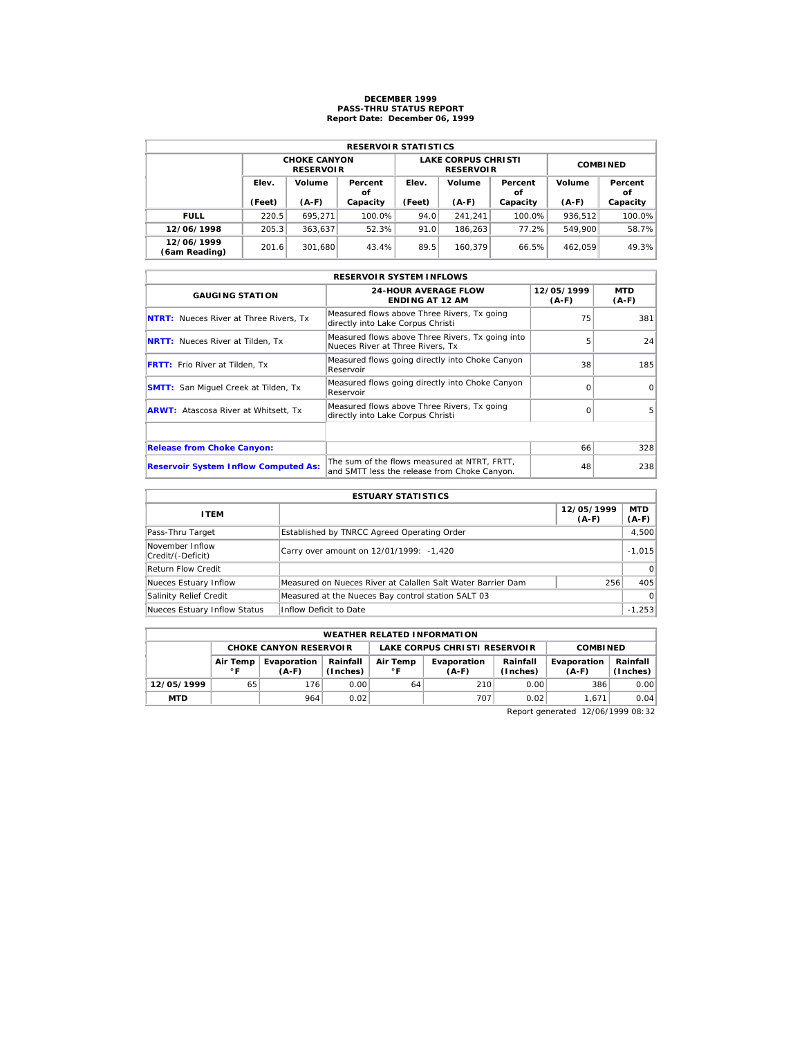# DECEMBER 1999
## PASS-THRU STATUS REPORT
### Report Date: December 06, 1999

| RESERVOIR STATISTICS | | | | | | | | |
|---|---|---|---|---|---|---|---|---|
| | CHOKE CANYON RESERVOIR | | | LAKE CORPUS CHRISTI RESERVOIR | | | COMBINED | |
| | Elev. (Feet) | Volume (A-F) | Percent of Capacity | Elev. (Feet) | Volume (A-F) | Percent of Capacity | Volume (A-F) | Percent of Capacity |
| FULL | 220.5 | 695,271 | 100.0% | 94.0 | 241,241 | 100.0% | 936,512 | 100.0% |
| 12/06/1998 | 205.3 | 363,637 | 52.3% | 91.0 | 186,263 | 77.2% | 549,900 | 58.7% |
| 12/06/1999 (6am Reading) | 201.6 | 301,680 | 43.4% | 89.5 | 160,379 | 66.5% | 462,059 | 49.3% |

| RESERVOIR SYSTEM INFLOWS | | | |
|---|---|---|---|
| GAUGING STATION | 24-HOUR AVERAGE FLOW ENDING AT 12 AM | 12/05/1999 (A-F) | MTD (A-F) |
| NTRT: Nueces River at Three Rivers, Tx | Measured flows above Three Rivers, Tx going directly into Lake Corpus Christi | 75 | 381 |
| NRTT: Nueces River at Tilden, Tx | Measured flows above Three Rivers, Tx going into Nueces River at Three Rivers, Tx | 5 | 24 |
| FRTT: Frio River at Tilden, Tx | Measured flows going directly into Choke Canyon Reservoir | 38 | 185 |
| SMTT: San Miguel Creek at Tilden, Tx | Measured flows going directly into Choke Canyon Reservoir | 0 | 0 |
| ARWT: Atascosa River at Whitsett, Tx | Measured flows above Three Rivers, Tx going directly into Lake Corpus Christi | 0 | 5 |
| | | | |
| Release from Choke Canyon: | | 66 | 328 |
| Reservoir System Inflow Computed As: | The sum of the flows measured at NTRT, FRTT, and SMTT less the release from Choke Canyon. | 48 | 238 |

| ESTUARY STATISTICS | | | |
|---|---|---|---|
| ITEM | | 12/05/1999 (A-F) | MTD (A-F) |
| Pass-Thru Target | Established by TNRCC Agreed Operating Order | | 4,500 |
| November Inflow Credit/(-Deficit) | Carry over amount on 12/01/1999: -1,420 | | -1,015 |
| Return Flow Credit | | | 0 |
| Nueces Estuary Inflow | Measured on Nueces River at Calallen Salt Water Barrier Dam | 256 | 405 |
| Salinity Relief Credit | Measured at the Nueces Bay control station SALT 03 | | 0 |
| Nueces Estuary Inflow Status | Inflow Deficit to Date | | -1,253 |

| WEATHER RELATED INFORMATION | | | | | | | | |
|---|---|---|---|---|---|---|---|---|
| | CHOKE CANYON RESERVOIR | | | LAKE CORPUS CHRISTI RESERVOIR | | | COMBINED | |
| | Air Temp °F | Evaporation (A-F) | Rainfall (Inches) | Air Temp °F | Evaporation (A-F) | Rainfall (Inches) | Evaporation (A-F) | Rainfall (Inches) |
| 12/05/1999 | 65 | 176 | 0.00 | 64 | 210 | 0.00 | 386 | 0.00 |
| MTD | | 964 | 0.02 | | 707 | 0.02 | 1,671 | 0.04 |

Report generated 12/06/1999 08:32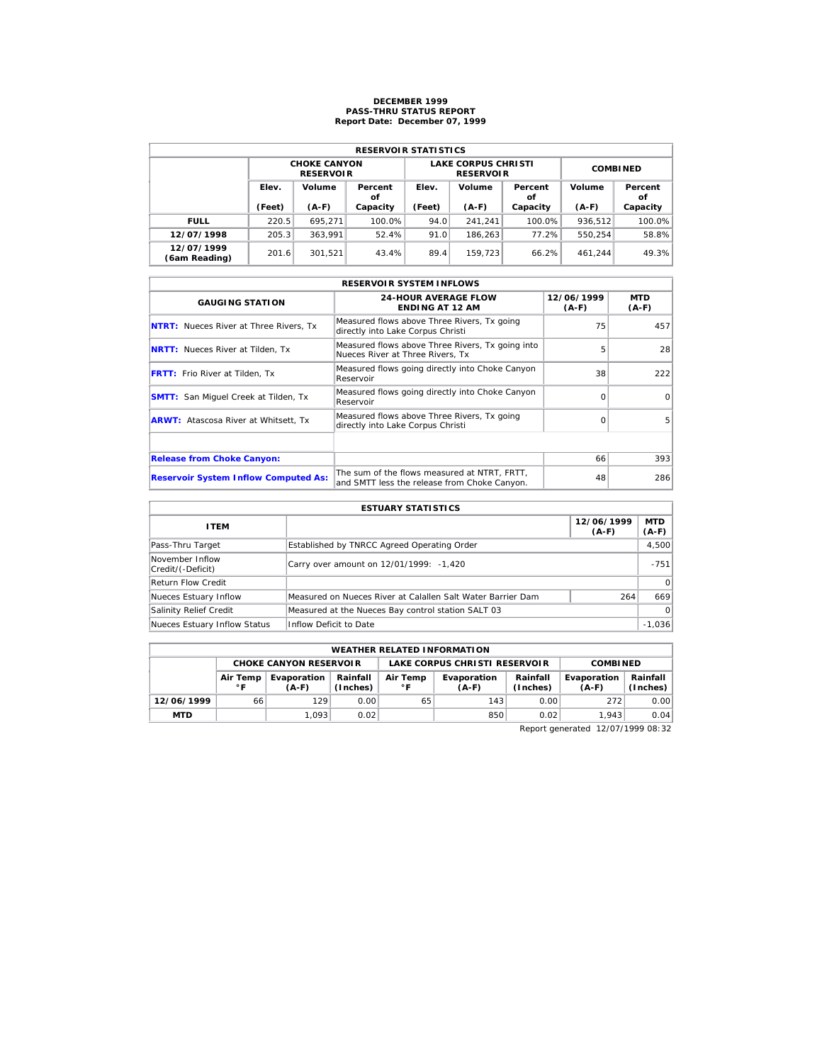# DECEMBER 1999
## PASS-THRU STATUS REPORT
### Report Date: December 07, 1999

| RESERVOIR STATISTICS | | | | | | | | |
|---|---|---|---|---|---|---|---|---|
| | CHOKE CANYON RESERVOIR | | | LAKE CORPUS CHRISTI RESERVOIR | | | COMBINED | |
| | Elev. (Feet) | Volume (A-F) | Percent of Capacity | Elev. (Feet) | Volume (A-F) | Percent of Capacity | Volume (A-F) | Percent of Capacity |
| FULL | 220.5 | 695,271 | 100.0% | 94.0 | 241,241 | 100.0% | 936,512 | 100.0% |
| 12/07/1998 | 205.3 | 363,991 | 52.4% | 91.0 | 186,263 | 77.2% | 550,254 | 58.8% |
| 12/07/1999 (6am Reading) | 201.6 | 301,521 | 43.4% | 89.4 | 159,723 | 66.2% | 461,244 | 49.3% |

| RESERVOIR SYSTEM INFLOWS | | | |
|---|---|---|---|
| GAUGING STATION | 24-HOUR AVERAGE FLOW ENDING AT 12 AM | 12/06/1999 (A-F) | MTD (A-F) |
| NTRT: Nueces River at Three Rivers, Tx | Measured flows above Three Rivers, Tx going directly into Lake Corpus Christi | 75 | 457 |
| NRTT: Nueces River at Tilden, Tx | Measured flows above Three Rivers, Tx going into Nueces River at Three Rivers, Tx | 5 | 28 |
| FRTT: Frio River at Tilden, Tx | Measured flows going directly into Choke Canyon Reservoir | 38 | 222 |
| SMTT: San Miguel Creek at Tilden, Tx | Measured flows going directly into Choke Canyon Reservoir | 0 | 0 |
| ARWT: Atascosa River at Whitsett, Tx | Measured flows above Three Rivers, Tx going directly into Lake Corpus Christi | 0 | 5 |
| | | | |
| Release from Choke Canyon: | | 66 | 393 |
| Reservoir System Inflow Computed As: | The sum of the flows measured at NTRT, FRTT, and SMTT less the release from Choke Canyon. | 48 | 286 |

| ESTUARY STATISTICS | | | |
|---|---|---|---|
| ITEM | | 12/06/1999 (A-F) | MTD (A-F) |
| Pass-Thru Target | Established by TNRCC Agreed Operating Order | | 4,500 |
| November Inflow Credit/(-Deficit) | Carry over amount on 12/01/1999: -1,420 | | -751 |
| Return Flow Credit | | | 0 |
| Nueces Estuary Inflow | Measured on Nueces River at Calallen Salt Water Barrier Dam | 264 | 669 |
| Salinity Relief Credit | Measured at the Nueces Bay control station SALT 03 | | 0 |
| Nueces Estuary Inflow Status | Inflow Deficit to Date | | -1,036 |

| WEATHER RELATED INFORMATION | | | | | | | | |
|---|---|---|---|---|---|---|---|---|
| | CHOKE CANYON RESERVOIR | | | LAKE CORPUS CHRISTI RESERVOIR | | | COMBINED | |
| | Air Temp °F | Evaporation (A-F) | Rainfall (Inches) | Air Temp °F | Evaporation (A-F) | Rainfall (Inches) | Evaporation (A-F) | Rainfall (Inches) |
| 12/06/1999 | 66 | 129 | 0.00 | 65 | 143 | 0.00 | 272 | 0.00 |
| MTD | | 1,093 | 0.02 | | 850 | 0.02 | 1,943 | 0.04 |

Report generated 12/07/1999 08:32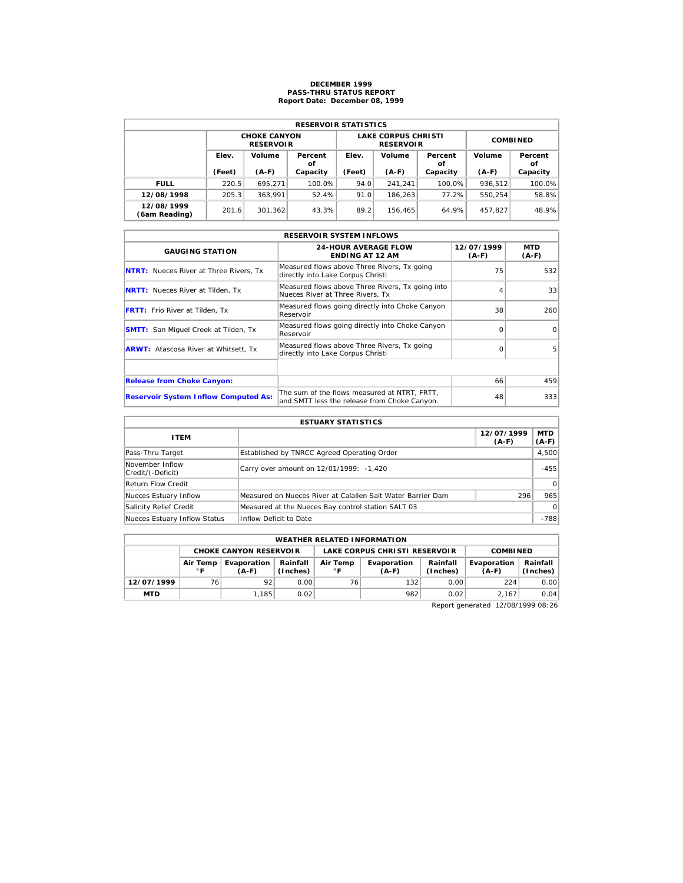# DECEMBER 1999
## PASS-THRU STATUS REPORT
### Report Date: December 08, 1999

| RESERVOIR STATISTICS | | | | | | | | |
|---|---|---|---|---|---|---|---|---|
| | CHOKE CANYON RESERVOIR | | | LAKE CORPUS CHRISTI RESERVOIR | | | COMBINED | |
| | Elev. (Feet) | Volume (A-F) | Percent of Capacity | Elev. (Feet) | Volume (A-F) | Percent of Capacity | Volume (A-F) | Percent of Capacity |
| **FULL** | 220.5 | 695,271 | 100.0% | 94.0 | 241,241 | 100.0% | 936,512 | 100.0% |
| **12/08/1998** | 205.3 | 363,991 | 52.4% | 91.0 | 186,263 | 77.2% | 550,254 | 58.8% |
| **12/08/1999 (6am Reading)** | 201.6 | 301,362 | 43.3% | 89.2 | 156,465 | 64.9% | 457,827 | 48.9% |

| RESERVOIR SYSTEM INFLOWS | | | |
|---|---|---|---|
| GAUGING STATION | 24-HOUR AVERAGE FLOW ENDING AT 12 AM | 12/07/1999 (A-F) | MTD (A-F) |
| **NTRT:** Nueces River at Three Rivers, Tx | Measured flows above Three Rivers, Tx going directly into Lake Corpus Christi | 75 | 532 |
| **NRTT:** Nueces River at Tilden, Tx | Measured flows above Three Rivers, Tx going into Nueces River at Three Rivers, Tx | 4 | 33 |
| **FRTT:** Frio River at Tilden, Tx | Measured flows going directly into Choke Canyon Reservoir | 38 | 260 |
| **SMTT:** San Miguel Creek at Tilden, Tx | Measured flows going directly into Choke Canyon Reservoir | 0 | 0 |
| **ARWT:** Atascosa River at Whitsett, Tx | Measured flows above Three Rivers, Tx going directly into Lake Corpus Christi | 0 | 5 |
| | | | |
| **Release from Choke Canyon:** | | 66 | 459 |
| **Reservoir System Inflow Computed As:** | The sum of the flows measured at NTRT, FRTT, and SMTT less the release from Choke Canyon. | 48 | 333 |

| ESTUARY STATISTICS | | | |
|---|---|---|---|
| ITEM | | 12/07/1999 (A-F) | MTD (A-F) |
| Pass-Thru Target | Established by TNRCC Agreed Operating Order | | 4,500 |
| November Inflow Credit/(-Deficit) | Carry over amount on 12/01/1999: -1,420 | | -455 |
| Return Flow Credit | | | 0 |
| Nueces Estuary Inflow | Measured on Nueces River at Calallen Salt Water Barrier Dam | 296 | 965 |
| Salinity Relief Credit | Measured at the Nueces Bay control station SALT 03 | | 0 |
| Nueces Estuary Inflow Status | Inflow Deficit to Date | | -788 |

| WEATHER RELATED INFORMATION | | | | | | | | |
|---|---|---|---|---|---|---|---|---|
| | CHOKE CANYON RESERVOIR | | | LAKE CORPUS CHRISTI RESERVOIR | | | COMBINED | |
| | Air Temp °F | Evaporation (A-F) | Rainfall (Inches) | Air Temp °F | Evaporation (A-F) | Rainfall (Inches) | Evaporation (A-F) | Rainfall (Inches) |
| **12/07/1999** | 76 | 92 | 0.00 | 76 | 132 | 0.00 | 224 | 0.00 |
| **MTD** | | 1,185 | 0.02 | | 982 | 0.02 | 2,167 | 0.04 |

Report generated 12/08/1999 08:26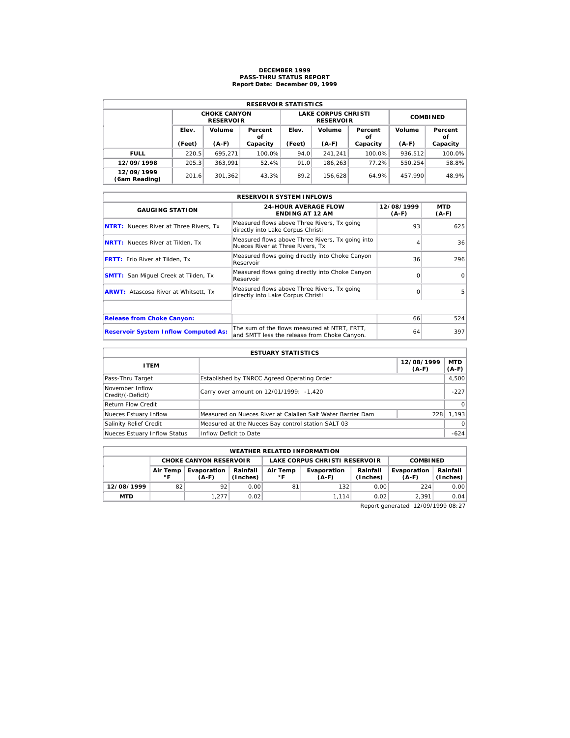# DECEMBER 1999
## PASS-THRU STATUS REPORT
### Report Date: December 09, 1999

| RESERVOIR STATISTICS | | | | | | | | |
|---|---|---|---|---|---|---|---|---|
| | CHOKE CANYON RESERVOIR | | | LAKE CORPUS CHRISTI RESERVOIR | | | COMBINED | |
| | Elev. (Feet) | Volume (A-F) | Percent of Capacity | Elev. (Feet) | Volume (A-F) | Percent of Capacity | Volume (A-F) | Percent of Capacity |
| **FULL** | 220.5 | 695,271 | 100.0% | 94.0 | 241,241 | 100.0% | 936,512 | 100.0% |
| **12/09/1998** | 205.3 | 363,991 | 52.4% | 91.0 | 186,263 | 77.2% | 550,254 | 58.8% |
| **12/09/1999 (6am Reading)** | 201.6 | 301,362 | 43.3% | 89.2 | 156,628 | 64.9% | 457,990 | 48.9% |

| RESERVOIR SYSTEM INFLOWS | | | |
|---|---|---|---|
| **GAUGING STATION** | **24-HOUR AVERAGE FLOW ENDING AT 12 AM** | **12/08/1999 (A-F)** | **MTD (A-F)** |
| **NTRT:** Nueces River at Three Rivers, Tx | Measured flows above Three Rivers, Tx going directly into Lake Corpus Christi | 93 | 625 |
| **NRTT:** Nueces River at Tilden, Tx | Measured flows above Three Rivers, Tx going into Nueces River at Three Rivers, Tx | 4 | 36 |
| **FRTT:** Frio River at Tilden, Tx | Measured flows going directly into Choke Canyon Reservoir | 36 | 296 |
| **SMTT:** San Miguel Creek at Tilden, Tx | Measured flows going directly into Choke Canyon Reservoir | 0 | 0 |
| **ARWT:** Atascosa River at Whitsett, Tx | Measured flows above Three Rivers, Tx going directly into Lake Corpus Christi | 0 | 5 |
| | | | |
| **Release from Choke Canyon:** | | 66 | 524 |
| **Reservoir System Inflow Computed As:** | The sum of the flows measured at NTRT, FRTT, and SMTT less the release from Choke Canyon. | 64 | 397 |

| ESTUARY STATISTICS | | | |
|---|---|---|---|
| **ITEM** | | **12/08/1999 (A-F)** | **MTD (A-F)** |
| Pass-Thru Target | Established by TNRCC Agreed Operating Order | | 4,500 |
| November Inflow Credit/(-Deficit) | Carry over amount on 12/01/1999: -1,420 | | -227 |
| Return Flow Credit | | | 0 |
| Nueces Estuary Inflow | Measured on Nueces River at Calallen Salt Water Barrier Dam | 228 | 1,193 |
| Salinity Relief Credit | Measured at the Nueces Bay control station SALT 03 | | 0 |
| Nueces Estuary Inflow Status | Inflow Deficit to Date | | -624 |

| WEATHER RELATED INFORMATION | | | | | | | | |
|---|---|---|---|---|---|---|---|---|
| | CHOKE CANYON RESERVOIR | | | LAKE CORPUS CHRISTI RESERVOIR | | | COMBINED | |
| | Air Temp °F | Evaporation (A-F) | Rainfall (Inches) | Air Temp °F | Evaporation (A-F) | Rainfall (Inches) | Evaporation (A-F) | Rainfall (Inches) |
| **12/08/1999** | 82 | 92 | 0.00 | 81 | 132 | 0.00 | 224 | 0.00 |
| **MTD** | | 1,277 | 0.02 | | 1,114 | 0.02 | 2,391 | 0.04 |

Report generated 12/09/1999 08:27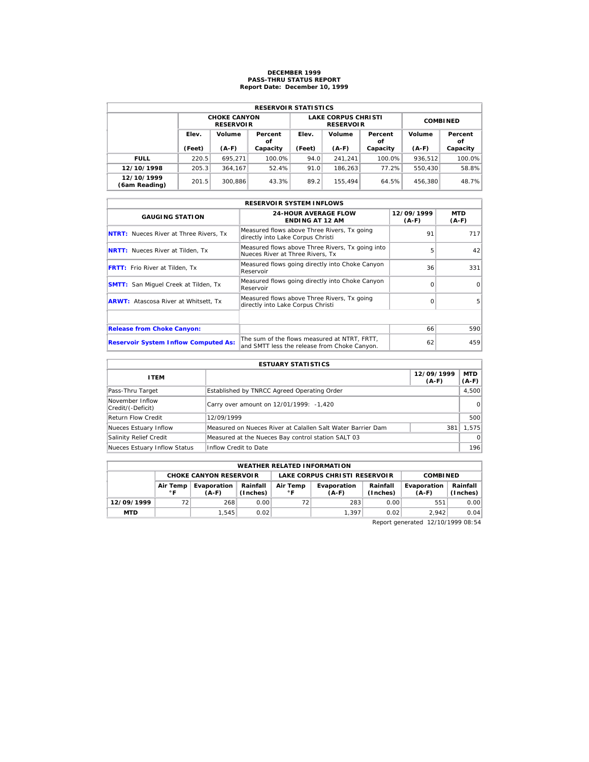# DECEMBER 1999
## PASS-THRU STATUS REPORT
### Report Date: December 10, 1999

| RESERVOIR STATISTICS | | | | | | | | |
|---|---|---|---|---|---|---|---|---|
| | CHOKE CANYON RESERVOIR | | | LAKE CORPUS CHRISTI RESERVOIR | | | COMBINED | |
| | Elev. (Feet) | Volume (A-F) | Percent of Capacity | Elev. (Feet) | Volume (A-F) | Percent of Capacity | Volume (A-F) | Percent of Capacity |
| **FULL** | 220.5 | 695,271 | 100.0% | 94.0 | 241,241 | 100.0% | 936,512 | 100.0% |
| **12/10/1998** | 205.3 | 364,167 | 52.4% | 91.0 | 186,263 | 77.2% | 550,430 | 58.8% |
| **12/10/1999 (6am Reading)** | 201.5 | 300,886 | 43.3% | 89.2 | 155,494 | 64.5% | 456,380 | 48.7% |

| RESERVOIR SYSTEM INFLOWS | | | |
|---|---|---|---|
| **GAUGING STATION** | **24-HOUR AVERAGE FLOW ENDING AT 12 AM** | **12/09/1999 (A-F)** | **MTD (A-F)** |
| **NTRT:** Nueces River at Three Rivers, Tx | Measured flows above Three Rivers, Tx going directly into Lake Corpus Christi | 91 | 717 |
| **NRTT:** Nueces River at Tilden, Tx | Measured flows above Three Rivers, Tx going into Nueces River at Three Rivers, Tx | 5 | 42 |
| **FRTT:** Frio River at Tilden, Tx | Measured flows going directly into Choke Canyon Reservoir | 36 | 331 |
| **SMTT:** San Miguel Creek at Tilden, Tx | Measured flows going directly into Choke Canyon Reservoir | 0 | 0 |
| **ARWT:** Atascosa River at Whitsett, Tx | Measured flows above Three Rivers, Tx going directly into Lake Corpus Christi | 0 | 5 |
| | | | |
| **Release from Choke Canyon:** | | 66 | 590 |
| **Reservoir System Inflow Computed As:** | The sum of the flows measured at NTRT, FRTT, and SMTT less the release from Choke Canyon. | 62 | 459 |

| ESTUARY STATISTICS | | | |
|---|---|---|---|
| **ITEM** | | **12/09/1999 (A-F)** | **MTD (A-F)** |
| Pass-Thru Target | Established by TNRCC Agreed Operating Order | | 4,500 |
| November Inflow Credit/(-Deficit) | Carry over amount on 12/01/1999: -1,420 | | 0 |
| Return Flow Credit | 12/09/1999 | | 500 |
| Nueces Estuary Inflow | Measured on Nueces River at Calallen Salt Water Barrier Dam | 381 | 1,575 |
| Salinity Relief Credit | Measured at the Nueces Bay control station SALT 03 | | 0 |
| Nueces Estuary Inflow Status | Inflow Credit to Date | | 196 |

| WEATHER RELATED INFORMATION | | | | | | | | |
|---|---|---|---|---|---|---|---|---|
| | CHOKE CANYON RESERVOIR | | | LAKE CORPUS CHRISTI RESERVOIR | | | COMBINED | |
| | Air Temp °F | Evaporation (A-F) | Rainfall (Inches) | Air Temp °F | Evaporation (A-F) | Rainfall (Inches) | Evaporation (A-F) | Rainfall (Inches) |
| **12/09/1999** | 72 | 268 | 0.00 | 72 | 283 | 0.00 | 551 | 0.00 |
| **MTD** | | 1,545 | 0.02 | | 1,397 | 0.02 | 2,942 | 0.04 |

Report generated 12/10/1999 08:54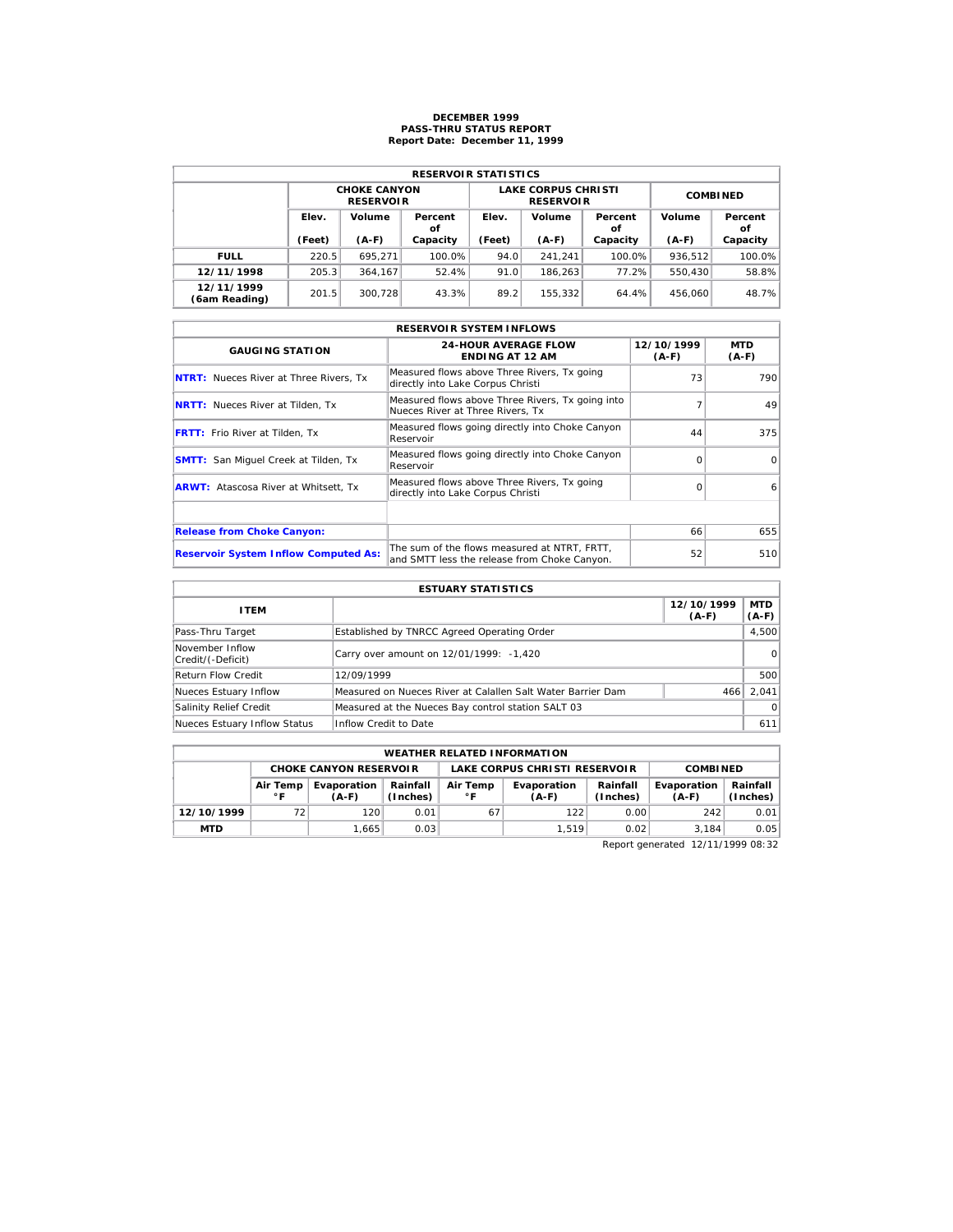# DECEMBER 1999
## PASS-THRU STATUS REPORT
### Report Date: December 11, 1999

| RESERVOIR STATISTICS | | | | | | | | |
|---|---|---|---|---|---|---|---|---|
| | CHOKE CANYON RESERVOIR | | | LAKE CORPUS CHRISTI RESERVOIR | | | COMBINED | |
| | Elev. (Feet) | Volume (A-F) | Percent of Capacity | Elev. (Feet) | Volume (A-F) | Percent of Capacity | Volume (A-F) | Percent of Capacity |
| **FULL** | 220.5 | 695,271 | 100.0% | 94.0 | 241,241 | 100.0% | 936,512 | 100.0% |
| **12/11/1998** | 205.3 | 364,167 | 52.4% | 91.0 | 186,263 | 77.2% | 550,430 | 58.8% |
| **12/11/1999 (6am Reading)** | 201.5 | 300,728 | 43.3% | 89.2 | 155,332 | 64.4% | 456,060 | 48.7% |

| RESERVOIR SYSTEM INFLOWS | | | |
|---|---|---|---|
| GAUGING STATION | 24-HOUR AVERAGE FLOW ENDING AT 12 AM | 12/10/1999 (A-F) | MTD (A-F) |
| **NTRT:** Nueces River at Three Rivers, Tx | Measured flows above Three Rivers, Tx going directly into Lake Corpus Christi | 73 | 790 |
| **NRTT:** Nueces River at Tilden, Tx | Measured flows above Three Rivers, Tx going into Nueces River at Three Rivers, Tx | 7 | 49 |
| **FRTT:** Frio River at Tilden, Tx | Measured flows going directly into Choke Canyon Reservoir | 44 | 375 |
| **SMTT:** San Miguel Creek at Tilden, Tx | Measured flows going directly into Choke Canyon Reservoir | 0 | 0 |
| **ARWT:** Atascosa River at Whitsett, Tx | Measured flows above Three Rivers, Tx going directly into Lake Corpus Christi | 0 | 6 |
| | | | |
| **Release from Choke Canyon:** | | 66 | 655 |
| **Reservoir System Inflow Computed As:** | The sum of the flows measured at NTRT, FRTT, and SMTT less the release from Choke Canyon. | 52 | 510 |

| ESTUARY STATISTICS | | | |
|---|---|---|---|
| ITEM | | 12/10/1999 (A-F) | MTD (A-F) |
| Pass-Thru Target | Established by TNRCC Agreed Operating Order | | 4,500 |
| November Inflow Credit/(-Deficit) | Carry over amount on 12/01/1999: -1,420 | | 0 |
| Return Flow Credit | 12/09/1999 | | 500 |
| Nueces Estuary Inflow | Measured on Nueces River at Calallen Salt Water Barrier Dam | 466 | 2,041 |
| Salinity Relief Credit | Measured at the Nueces Bay control station SALT 03 | | 0 |
| Nueces Estuary Inflow Status | Inflow Credit to Date | | 611 |

| WEATHER RELATED INFORMATION | | | | | | | | |
|---|---|---|---|---|---|---|---|---|
| | CHOKE CANYON RESERVOIR | | | LAKE CORPUS CHRISTI RESERVOIR | | | COMBINED | |
| | Air Temp °F | Evaporation (A-F) | Rainfall (Inches) | Air Temp °F | Evaporation (A-F) | Rainfall (Inches) | Evaporation (A-F) | Rainfall (Inches) |
| **12/10/1999** | 72 | 120 | 0.01 | 67 | 122 | 0.00 | 242 | 0.01 |
| **MTD** | | 1,665 | 0.03 | | 1,519 | 0.02 | 3,184 | 0.05 |

Report generated 12/11/1999 08:32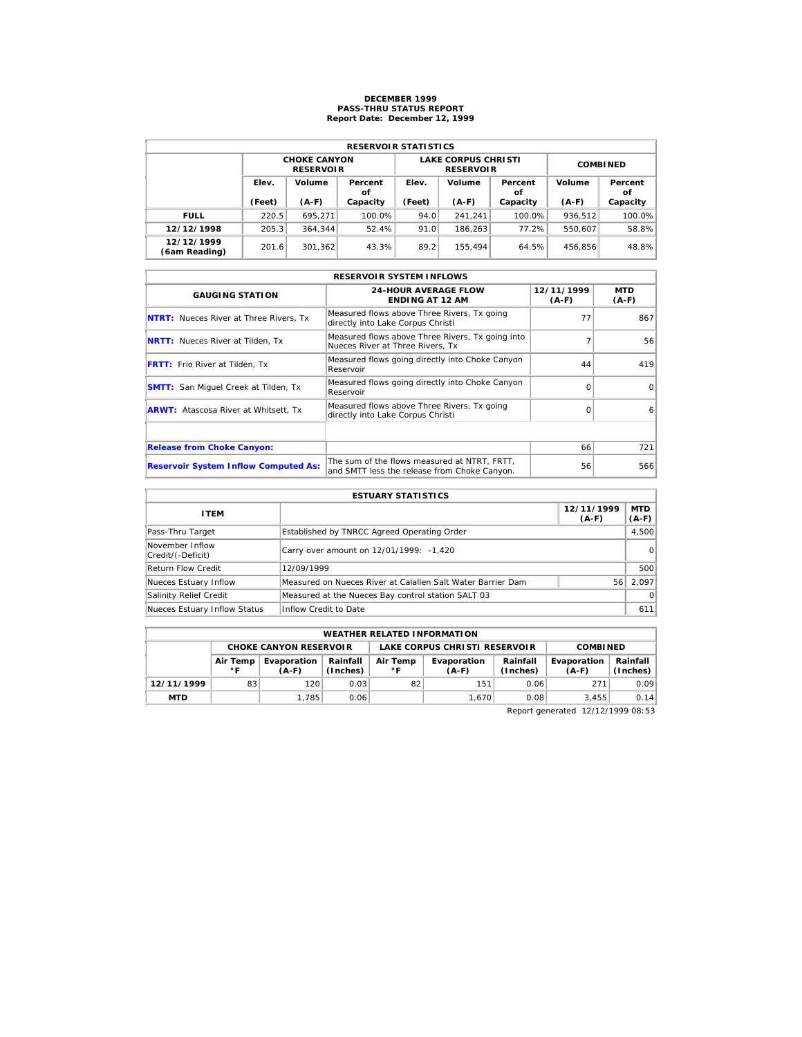# DECEMBER 1999
## PASS-THRU STATUS REPORT
### Report Date: December 12, 1999

| RESERVOIR STATISTICS | | | | | | | | |
|---|---|---|---|---|---|---|---|---|
| | CHOKE CANYON RESERVOIR | | | LAKE CORPUS CHRISTI RESERVOIR | | | COMBINED | |
| | Elev. (Feet) | Volume (A-F) | Percent of Capacity | Elev. (Feet) | Volume (A-F) | Percent of Capacity | Volume (A-F) | Percent of Capacity |
| **FULL** | 220.5 | 695,271 | 100.0% | 94.0 | 241,241 | 100.0% | 936,512 | 100.0% |
| **12/12/1998** | 205.3 | 364,344 | 52.4% | 91.0 | 186,263 | 77.2% | 550,607 | 58.8% |
| **12/12/1999 (6am Reading)** | 201.6 | 301,362 | 43.3% | 89.2 | 155,494 | 64.5% | 456,856 | 48.8% |

| RESERVOIR SYSTEM INFLOWS | | | |
|---|---|---|---|
| GAUGING STATION | 24-HOUR AVERAGE FLOW ENDING AT 12 AM | 12/11/1999 (A-F) | MTD (A-F) |
| **NTRT:** Nueces River at Three Rivers, Tx | Measured flows above Three Rivers, Tx going directly into Lake Corpus Christi | 77 | 867 |
| **NRTT:** Nueces River at Tilden, Tx | Measured flows above Three Rivers, Tx going into Nueces River at Three Rivers, Tx | 7 | 56 |
| **FRTT:** Frio River at Tilden, Tx | Measured flows going directly into Choke Canyon Reservoir | 44 | 419 |
| **SMTT:** San Miguel Creek at Tilden, Tx | Measured flows going directly into Choke Canyon Reservoir | 0 | 0 |
| **ARWT:** Atascosa River at Whitsett, Tx | Measured flows above Three Rivers, Tx going directly into Lake Corpus Christi | 0 | 6 |
| | | | |
| **Release from Choke Canyon:** | | 66 | 721 |
| **Reservoir System Inflow Computed As:** | The sum of the flows measured at NTRT, FRTT, and SMTT less the release from Choke Canyon. | 56 | 566 |

| ESTUARY STATISTICS | | | |
|---|---|---|---|
| ITEM | | 12/11/1999 (A-F) | MTD (A-F) |
| Pass-Thru Target | Established by TNRCC Agreed Operating Order | | 4,500 |
| November Inflow Credit/(-Deficit) | Carry over amount on 12/01/1999: -1,420 | | 0 |
| Return Flow Credit | 12/09/1999 | | 500 |
| Nueces Estuary Inflow | Measured on Nueces River at Calallen Salt Water Barrier Dam | 56 | 2,097 |
| Salinity Relief Credit | Measured at the Nueces Bay control station SALT 03 | | 0 |
| Nueces Estuary Inflow Status | Inflow Credit to Date | | 611 |

| WEATHER RELATED INFORMATION | | | | | | | | |
|---|---|---|---|---|---|---|---|---|
| | CHOKE CANYON RESERVOIR | | | LAKE CORPUS CHRISTI RESERVOIR | | | COMBINED | |
| | Air Temp °F | Evaporation (A-F) | Rainfall (Inches) | Air Temp °F | Evaporation (A-F) | Rainfall (Inches) | Evaporation (A-F) | Rainfall (Inches) |
| **12/11/1999** | 83 | 120 | 0.03 | 82 | 151 | 0.06 | 271 | 0.09 |
| **MTD** | | 1,785 | 0.06 | | 1,670 | 0.08 | 3,455 | 0.14 |

Report generated 12/12/1999 08:53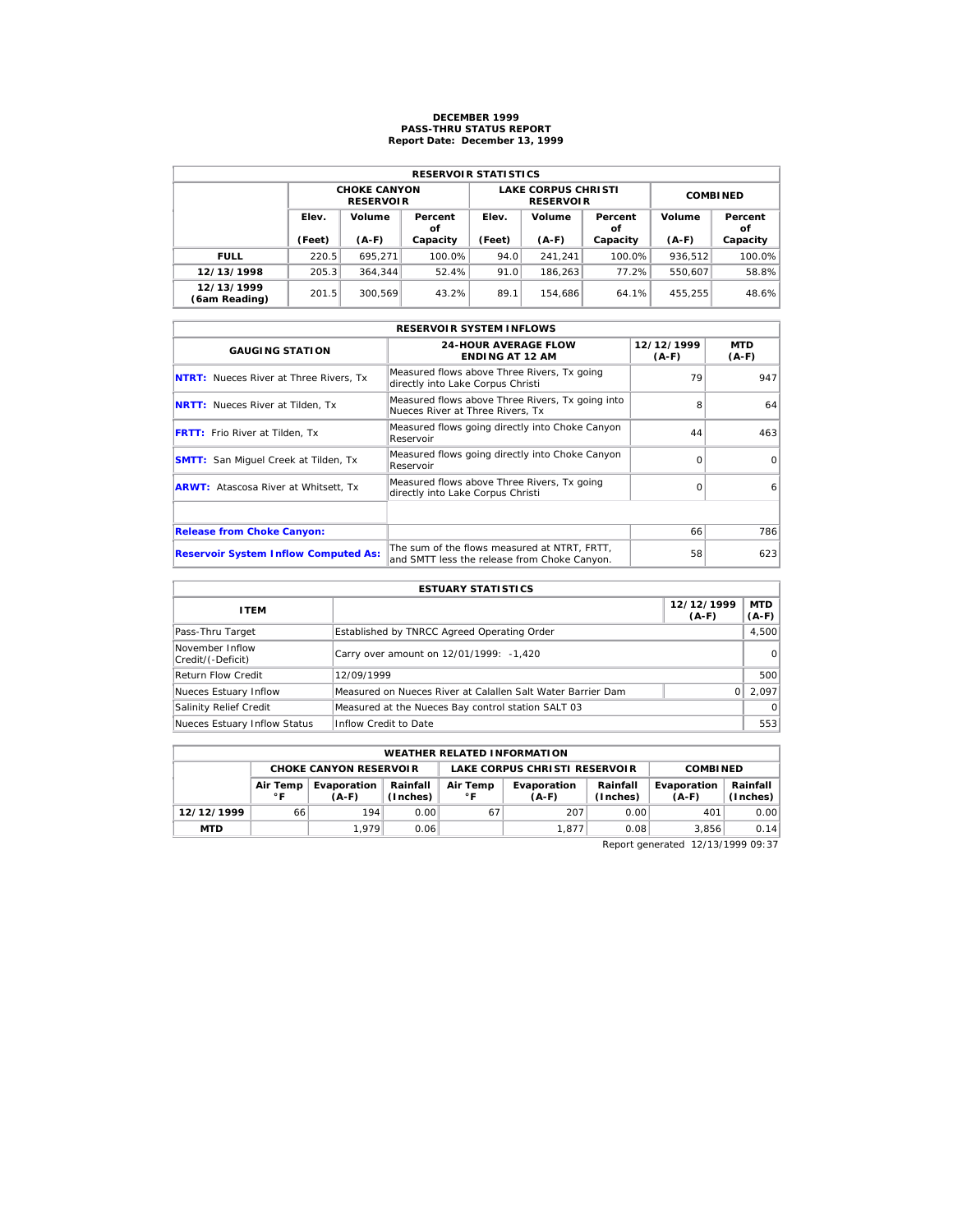# DECEMBER 1999
## PASS-THRU STATUS REPORT
### Report Date: December 13, 1999

| RESERVOIR STATISTICS | | | | | | | | |
|---|---|---|---|---|---|---|---|---|
| | CHOKE CANYON RESERVOIR | | | LAKE CORPUS CHRISTI RESERVOIR | | | COMBINED | |
| | Elev. (Feet) | Volume (A-F) | Percent of Capacity | Elev. (Feet) | Volume (A-F) | Percent of Capacity | Volume (A-F) | Percent of Capacity |
| **FULL** | 220.5 | 695,271 | 100.0% | 94.0 | 241,241 | 100.0% | 936,512 | 100.0% |
| **12/13/1998** | 205.3 | 364,344 | 52.4% | 91.0 | 186,263 | 77.2% | 550,607 | 58.8% |
| **12/13/1999 (6am Reading)** | 201.5 | 300,569 | 43.2% | 89.1 | 154,686 | 64.1% | 455,255 | 48.6% |

| RESERVOIR SYSTEM INFLOWS | | | |
|---|---|---|---|
| GAUGING STATION | 24-HOUR AVERAGE FLOW ENDING AT 12 AM | 12/12/1999 (A-F) | MTD (A-F) |
| **NTRT:** Nueces River at Three Rivers, Tx | Measured flows above Three Rivers, Tx going directly into Lake Corpus Christi | 79 | 947 |
| **NRTT:** Nueces River at Tilden, Tx | Measured flows above Three Rivers, Tx going into Nueces River at Three Rivers, Tx | 8 | 64 |
| **FRTT:** Frio River at Tilden, Tx | Measured flows going directly into Choke Canyon Reservoir | 44 | 463 |
| **SMTT:** San Miguel Creek at Tilden, Tx | Measured flows going directly into Choke Canyon Reservoir | 0 | 0 |
| **ARWT:** Atascosa River at Whitsett, Tx | Measured flows above Three Rivers, Tx going directly into Lake Corpus Christi | 0 | 6 |
| | | | |
| **Release from Choke Canyon:** | | 66 | 786 |
| **Reservoir System Inflow Computed As:** | The sum of the flows measured at NTRT, FRTT, and SMTT less the release from Choke Canyon. | 58 | 623 |

| ESTUARY STATISTICS | | | |
|---|---|---|---|
| ITEM | | 12/12/1999 (A-F) | MTD (A-F) |
| Pass-Thru Target | Established by TNRCC Agreed Operating Order | | 4,500 |
| November Inflow Credit/(-Deficit) | Carry over amount on 12/01/1999: -1,420 | | 0 |
| Return Flow Credit | 12/09/1999 | | 500 |
| Nueces Estuary Inflow | Measured on Nueces River at Calallen Salt Water Barrier Dam | 0 | 2,097 |
| Salinity Relief Credit | Measured at the Nueces Bay control station SALT 03 | | 0 |
| Nueces Estuary Inflow Status | Inflow Credit to Date | | 553 |

| WEATHER RELATED INFORMATION | | | | | | | | |
|---|---|---|---|---|---|---|---|---|
| | CHOKE CANYON RESERVOIR | | | LAKE CORPUS CHRISTI RESERVOIR | | | COMBINED | |
| | Air Temp °F | Evaporation (A-F) | Rainfall (Inches) | Air Temp °F | Evaporation (A-F) | Rainfall (Inches) | Evaporation (A-F) | Rainfall (Inches) |
| **12/12/1999** | 66 | 194 | 0.00 | 67 | 207 | 0.00 | 401 | 0.00 |
| **MTD** | | 1,979 | 0.06 | | 1,877 | 0.08 | 3,856 | 0.14 |

Report generated 12/13/1999 09:37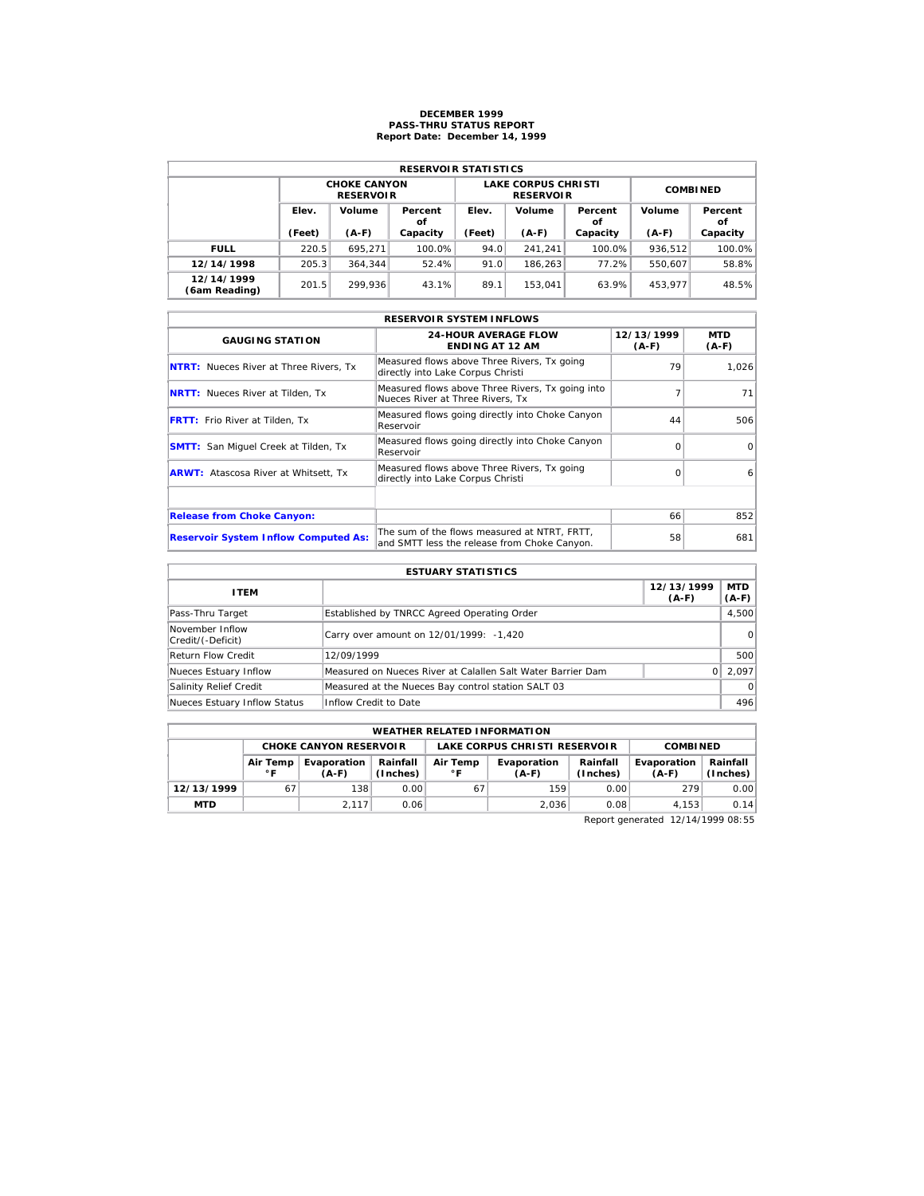# DECEMBER 1999
## PASS-THRU STATUS REPORT
### Report Date: December 14, 1999

| RESERVOIR STATISTICS | | | | | | | | |
|---|---|---|---|---|---|---|---|---|
| | CHOKE CANYON RESERVOIR | | | LAKE CORPUS CHRISTI RESERVOIR | | | COMBINED | |
| | Elev. (Feet) | Volume (A-F) | Percent of Capacity | Elev. (Feet) | Volume (A-F) | Percent of Capacity | Volume (A-F) | Percent of Capacity |
| **FULL** | 220.5 | 695,271 | 100.0% | 94.0 | 241,241 | 100.0% | 936,512 | 100.0% |
| **12/14/1998** | 205.3 | 364,344 | 52.4% | 91.0 | 186,263 | 77.2% | 550,607 | 58.8% |
| **12/14/1999 (6am Reading)** | 201.5 | 299,936 | 43.1% | 89.1 | 153,041 | 63.9% | 453,977 | 48.5% |

| RESERVOIR SYSTEM INFLOWS | | | |
|---|---|---|---|
| GAUGING STATION | 24-HOUR AVERAGE FLOW ENDING AT 12 AM | 12/13/1999 (A-F) | MTD (A-F) |
| **NTRT:** Nueces River at Three Rivers, Tx | Measured flows above Three Rivers, Tx going directly into Lake Corpus Christi | 79 | 1,026 |
| **NRTT:** Nueces River at Tilden, Tx | Measured flows above Three Rivers, Tx going into Nueces River at Three Rivers, Tx | 7 | 71 |
| **FRTT:** Frio River at Tilden, Tx | Measured flows going directly into Choke Canyon Reservoir | 44 | 506 |
| **SMTT:** San Miguel Creek at Tilden, Tx | Measured flows going directly into Choke Canyon Reservoir | 0 | 0 |
| **ARWT:** Atascosa River at Whitsett, Tx | Measured flows above Three Rivers, Tx going directly into Lake Corpus Christi | 0 | 6 |
| | | | |
| **Release from Choke Canyon:** | | 66 | 852 |
| **Reservoir System Inflow Computed As:** | The sum of the flows measured at NTRT, FRTT, and SMTT less the release from Choke Canyon. | 58 | 681 |

| ESTUARY STATISTICS | | | |
|---|---|---|---|
| ITEM | | 12/13/1999 (A-F) | MTD (A-F) |
| Pass-Thru Target | Established by TNRCC Agreed Operating Order | | 4,500 |
| November Inflow Credit/(-Deficit) | Carry over amount on 12/01/1999: -1,420 | | 0 |
| Return Flow Credit | 12/09/1999 | | 500 |
| Nueces Estuary Inflow | Measured on Nueces River at Calallen Salt Water Barrier Dam | 0 | 2,097 |
| Salinity Relief Credit | Measured at the Nueces Bay control station SALT 03 | | 0 |
| Nueces Estuary Inflow Status | Inflow Credit to Date | | 496 |

| WEATHER RELATED INFORMATION | | | | | | | | |
|---|---|---|---|---|---|---|---|---|
| | CHOKE CANYON RESERVOIR | | | LAKE CORPUS CHRISTI RESERVOIR | | | COMBINED | |
| | Air Temp °F | Evaporation (A-F) | Rainfall (Inches) | Air Temp °F | Evaporation (A-F) | Rainfall (Inches) | Evaporation (A-F) | Rainfall (Inches) |
| **12/13/1999** | 67 | 138 | 0.00 | 67 | 159 | 0.00 | 279 | 0.00 |
| **MTD** | | 2,117 | 0.06 | | 2,036 | 0.08 | 4,153 | 0.14 |

Report generated 12/14/1999 08:55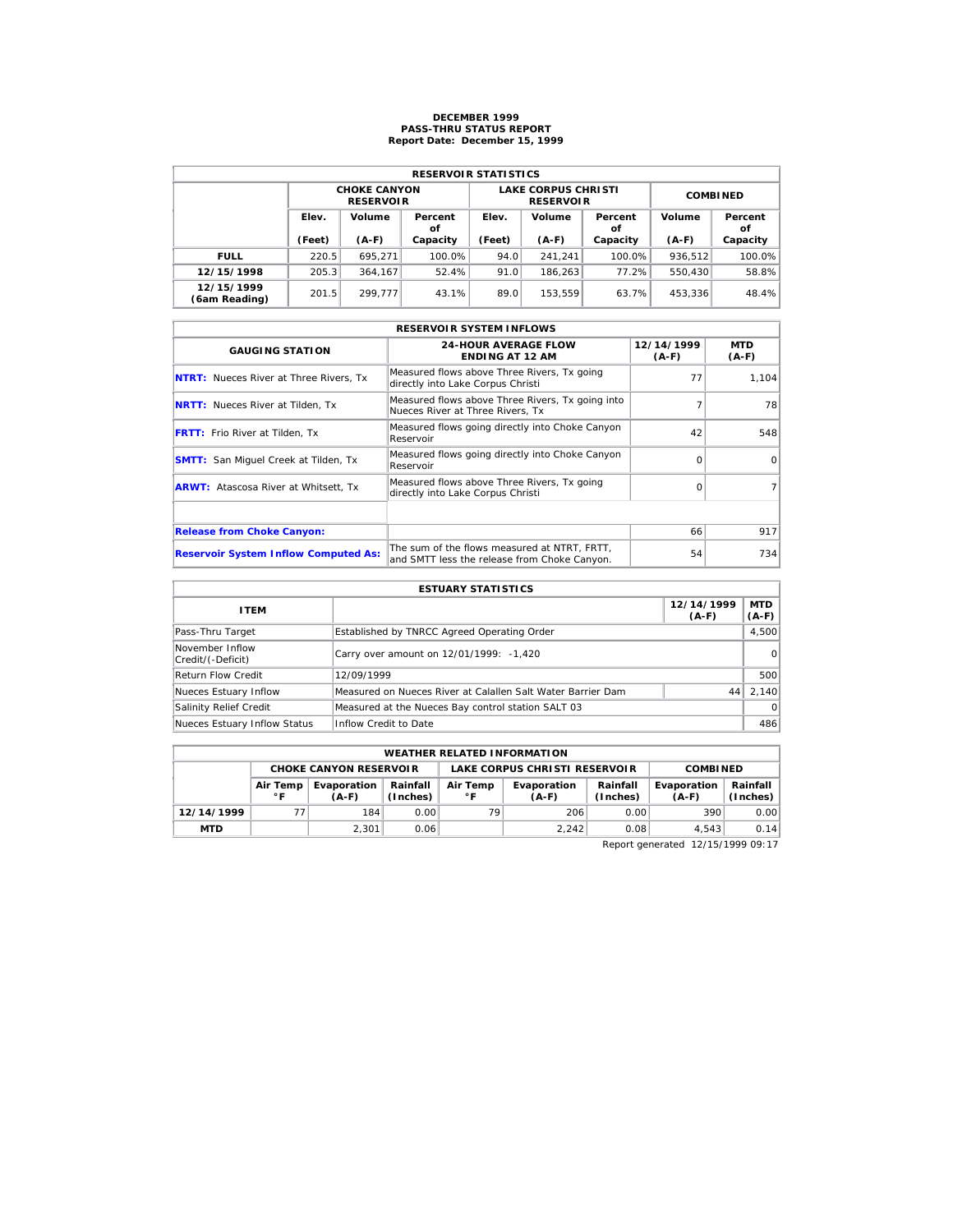# DECEMBER 1999
## PASS-THRU STATUS REPORT
### Report Date: December 15, 1999

| RESERVOIR STATISTICS | | | | | | | | |
|---|---|---|---|---|---|---|---|---|
| | CHOKE CANYON RESERVOIR | | | LAKE CORPUS CHRISTI RESERVOIR | | | COMBINED | |
| | Elev. (Feet) | Volume (A-F) | Percent of Capacity | Elev. (Feet) | Volume (A-F) | Percent of Capacity | Volume (A-F) | Percent of Capacity |
| FULL | 220.5 | 695,271 | 100.0% | 94.0 | 241,241 | 100.0% | 936,512 | 100.0% |
| 12/15/1998 | 205.3 | 364,167 | 52.4% | 91.0 | 186,263 | 77.2% | 550,430 | 58.8% |
| 12/15/1999 (6am Reading) | 201.5 | 299,777 | 43.1% | 89.0 | 153,559 | 63.7% | 453,336 | 48.4% |

| RESERVOIR SYSTEM INFLOWS | | | |
|---|---|---|---|
| GAUGING STATION | 24-HOUR AVERAGE FLOW ENDING AT 12 AM | 12/14/1999 (A-F) | MTD (A-F) |
| NTRT: Nueces River at Three Rivers, Tx | Measured flows above Three Rivers, Tx going directly into Lake Corpus Christi | 77 | 1,104 |
| NRTT: Nueces River at Tilden, Tx | Measured flows above Three Rivers, Tx going into Nueces River at Three Rivers, Tx | 7 | 78 |
| FRTT: Frio River at Tilden, Tx | Measured flows going directly into Choke Canyon Reservoir | 42 | 548 |
| SMTT: San Miguel Creek at Tilden, Tx | Measured flows going directly into Choke Canyon Reservoir | 0 | 0 |
| ARWT: Atascosa River at Whitsett, Tx | Measured flows above Three Rivers, Tx going directly into Lake Corpus Christi | 0 | 7 |
| | | | |
| Release from Choke Canyon: | | 66 | 917 |
| Reservoir System Inflow Computed As: | The sum of the flows measured at NTRT, FRTT, and SMTT less the release from Choke Canyon. | 54 | 734 |

| ESTUARY STATISTICS | | | |
|---|---|---|---|
| ITEM | | 12/14/1999 (A-F) | MTD (A-F) |
| Pass-Thru Target | Established by TNRCC Agreed Operating Order | | 4,500 |
| November Inflow Credit/(-Deficit) | Carry over amount on 12/01/1999: -1,420 | | 0 |
| Return Flow Credit | 12/09/1999 | | 500 |
| Nueces Estuary Inflow | Measured on Nueces River at Calallen Salt Water Barrier Dam | 44 | 2,140 |
| Salinity Relief Credit | Measured at the Nueces Bay control station SALT 03 | | 0 |
| Nueces Estuary Inflow Status | Inflow Credit to Date | | 486 |

| WEATHER RELATED INFORMATION | | | | | | | | |
|---|---|---|---|---|---|---|---|---|
| | CHOKE CANYON RESERVOIR | | | LAKE CORPUS CHRISTI RESERVOIR | | | COMBINED | |
| | Air Temp °F | Evaporation (A-F) | Rainfall (Inches) | Air Temp °F | Evaporation (A-F) | Rainfall (Inches) | Evaporation (A-F) | Rainfall (Inches) |
| 12/14/1999 | 77 | 184 | 0.00 | 79 | 206 | 0.00 | 390 | 0.00 |
| MTD | | 2,301 | 0.06 | | 2,242 | 0.08 | 4,543 | 0.14 |

Report generated 12/15/1999 09:17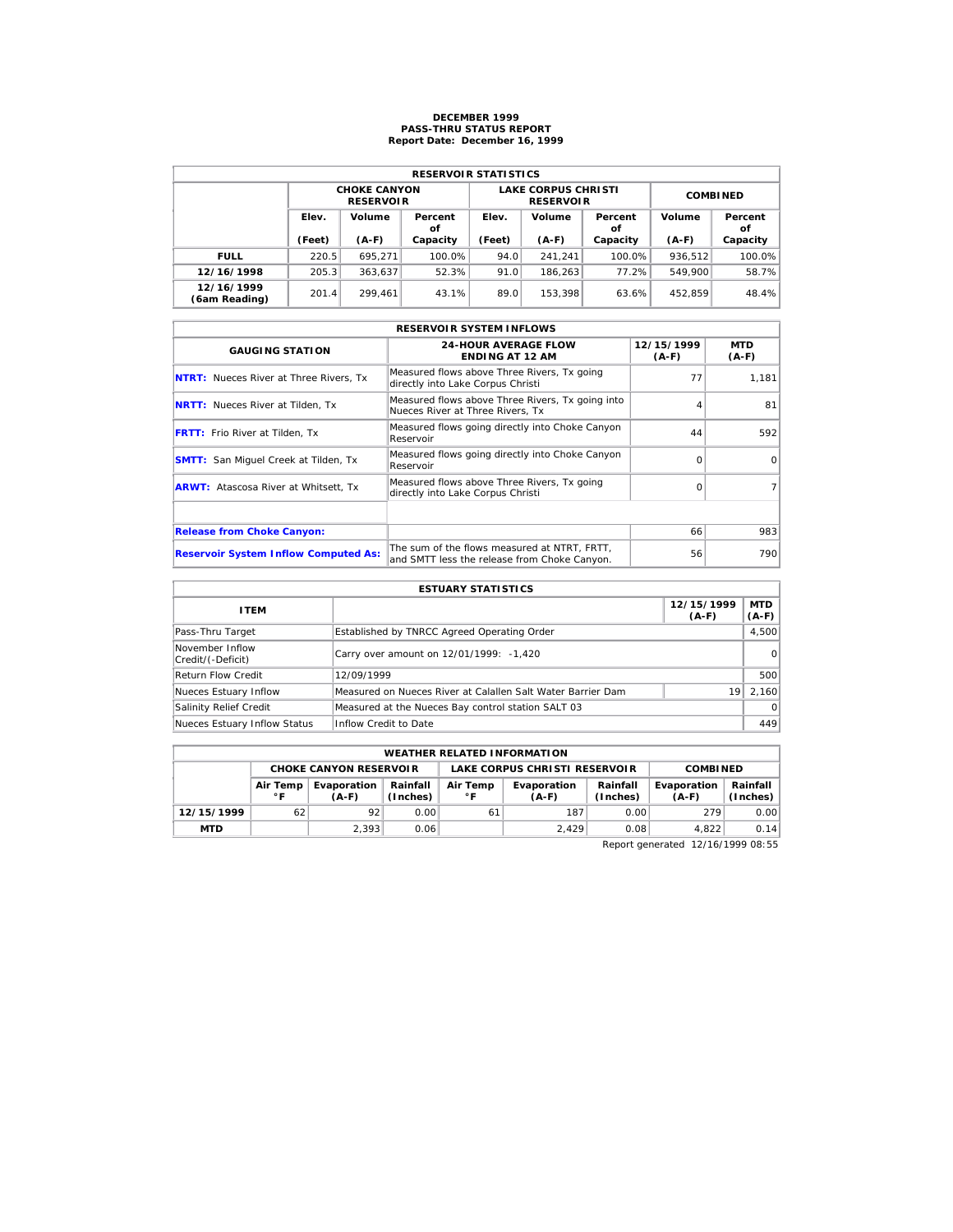# DECEMBER 1999
## PASS-THRU STATUS REPORT
### Report Date: December 16, 1999

| RESERVOIR STATISTICS | | | | | | | | |
|---|---|---|---|---|---|---|---|---|
| | CHOKE CANYON RESERVOIR | | | LAKE CORPUS CHRISTI RESERVOIR | | | COMBINED | |
| | Elev. (Feet) | Volume (A-F) | Percent of Capacity | Elev. (Feet) | Volume (A-F) | Percent of Capacity | Volume (A-F) | Percent of Capacity |
| **FULL** | 220.5 | 695,271 | 100.0% | 94.0 | 241,241 | 100.0% | 936,512 | 100.0% |
| **12/16/1998** | 205.3 | 363,637 | 52.3% | 91.0 | 186,263 | 77.2% | 549,900 | 58.7% |
| **12/16/1999 (6am Reading)** | 201.4 | 299,461 | 43.1% | 89.0 | 153,398 | 63.6% | 452,859 | 48.4% |

| RESERVOIR SYSTEM INFLOWS | | | |
|---|---|---|---|
| GAUGING STATION | 24-HOUR AVERAGE FLOW ENDING AT 12 AM | 12/15/1999 (A-F) | MTD (A-F) |
| **NTRT:** Nueces River at Three Rivers, Tx | Measured flows above Three Rivers, Tx going directly into Lake Corpus Christi | 77 | 1,181 |
| **NRTT:** Nueces River at Tilden, Tx | Measured flows above Three Rivers, Tx going into Nueces River at Three Rivers, Tx | 4 | 81 |
| **FRTT:** Frio River at Tilden, Tx | Measured flows going directly into Choke Canyon Reservoir | 44 | 592 |
| **SMTT:** San Miguel Creek at Tilden, Tx | Measured flows going directly into Choke Canyon Reservoir | 0 | 0 |
| **ARWT:** Atascosa River at Whitsett, Tx | Measured flows above Three Rivers, Tx going directly into Lake Corpus Christi | 0 | 7 |
| | | | |
| **Release from Choke Canyon:** | | 66 | 983 |
| **Reservoir System Inflow Computed As:** | The sum of the flows measured at NTRT, FRTT, and SMTT less the release from Choke Canyon. | 56 | 790 |

| ESTUARY STATISTICS | | | |
|---|---|---|---|
| ITEM | | 12/15/1999 (A-F) | MTD (A-F) |
| Pass-Thru Target | Established by TNRCC Agreed Operating Order | | 4,500 |
| November Inflow Credit/(-Deficit) | Carry over amount on 12/01/1999: -1,420 | | 0 |
| Return Flow Credit | 12/09/1999 | | 500 |
| Nueces Estuary Inflow | Measured on Nueces River at Calallen Salt Water Barrier Dam | 19 | 2,160 |
| Salinity Relief Credit | Measured at the Nueces Bay control station SALT 03 | | 0 |
| Nueces Estuary Inflow Status | Inflow Credit to Date | | 449 |

| WEATHER RELATED INFORMATION | | | | | | | | |
|---|---|---|---|---|---|---|---|---|
| | CHOKE CANYON RESERVOIR | | | LAKE CORPUS CHRISTI RESERVOIR | | | COMBINED | |
| | Air Temp °F | Evaporation (A-F) | Rainfall (Inches) | Air Temp °F | Evaporation (A-F) | Rainfall (Inches) | Evaporation (A-F) | Rainfall (Inches) |
| **12/15/1999** | 62 | 92 | 0.00 | 61 | 187 | 0.00 | 279 | 0.00 |
| **MTD** | | 2,393 | 0.06 | | 2,429 | 0.08 | 4,822 | 0.14 |

Report generated 12/16/1999 08:55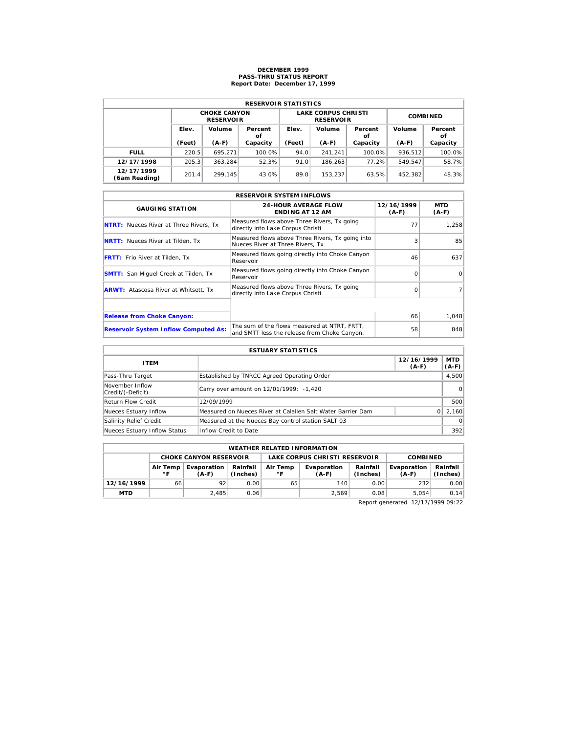# DECEMBER 1999
## PASS-THRU STATUS REPORT
### Report Date: December 17, 1999

| RESERVOIR STATISTICS | | | | | | | | |
|---|---|---|---|---|---|---|---|---|
| | CHOKE CANYON RESERVOIR | | | LAKE CORPUS CHRISTI RESERVOIR | | | COMBINED | |
| | Elev. (Feet) | Volume (A-F) | Percent of Capacity | Elev. (Feet) | Volume (A-F) | Percent of Capacity | Volume (A-F) | Percent of Capacity |
| **FULL** | 220.5 | 695,271 | 100.0% | 94.0 | 241,241 | 100.0% | 936,512 | 100.0% |
| **12/17/1998** | 205.3 | 363,284 | 52.3% | 91.0 | 186,263 | 77.2% | 549,547 | 58.7% |
| **12/17/1999 (6am Reading)** | 201.4 | 299,145 | 43.0% | 89.0 | 153,237 | 63.5% | 452,382 | 48.3% |

| RESERVOIR SYSTEM INFLOWS | | | |
|---|---|---|---|
| GAUGING STATION | 24-HOUR AVERAGE FLOW ENDING AT 12 AM | 12/16/1999 (A-F) | MTD (A-F) |
| **NTRT:** Nueces River at Three Rivers, Tx | Measured flows above Three Rivers, Tx going directly into Lake Corpus Christi | 77 | 1,258 |
| **NRTT:** Nueces River at Tilden, Tx | Measured flows above Three Rivers, Tx going into Nueces River at Three Rivers, Tx | 3 | 85 |
| **FRTT:** Frio River at Tilden, Tx | Measured flows going directly into Choke Canyon Reservoir | 46 | 637 |
| **SMTT:** San Miguel Creek at Tilden, Tx | Measured flows going directly into Choke Canyon Reservoir | 0 | 0 |
| **ARWT:** Atascosa River at Whitsett, Tx | Measured flows above Three Rivers, Tx going directly into Lake Corpus Christi | 0 | 7 |
| | | | |
| **Release from Choke Canyon:** | | 66 | 1,048 |
| **Reservoir System Inflow Computed As:** | The sum of the flows measured at NTRT, FRTT, and SMTT less the release from Choke Canyon. | 58 | 848 |

| ESTUARY STATISTICS | | | |
|---|---|---|---|
| ITEM | | 12/16/1999 (A-F) | MTD (A-F) |
| Pass-Thru Target | Established by TNRCC Agreed Operating Order | | 4,500 |
| November Inflow Credit/(-Deficit) | Carry over amount on 12/01/1999: -1,420 | | 0 |
| Return Flow Credit | 12/09/1999 | | 500 |
| Nueces Estuary Inflow | Measured on Nueces River at Calallen Salt Water Barrier Dam | 0 | 2,160 |
| Salinity Relief Credit | Measured at the Nueces Bay control station SALT 03 | | 0 |
| Nueces Estuary Inflow Status | Inflow Credit to Date | | 392 |

| WEATHER RELATED INFORMATION | | | | | | | | |
|---|---|---|---|---|---|---|---|---|
| | CHOKE CANYON RESERVOIR | | | LAKE CORPUS CHRISTI RESERVOIR | | | COMBINED | |
| | Air Temp °F | Evaporation (A-F) | Rainfall (Inches) | Air Temp °F | Evaporation (A-F) | Rainfall (Inches) | Evaporation (A-F) | Rainfall (Inches) |
| **12/16/1999** | 66 | 92 | 0.00 | 65 | 140 | 0.00 | 232 | 0.00 |
| **MTD** | | 2,485 | 0.06 | | 2,569 | 0.08 | 5,054 | 0.14 |

Report generated 12/17/1999 09:22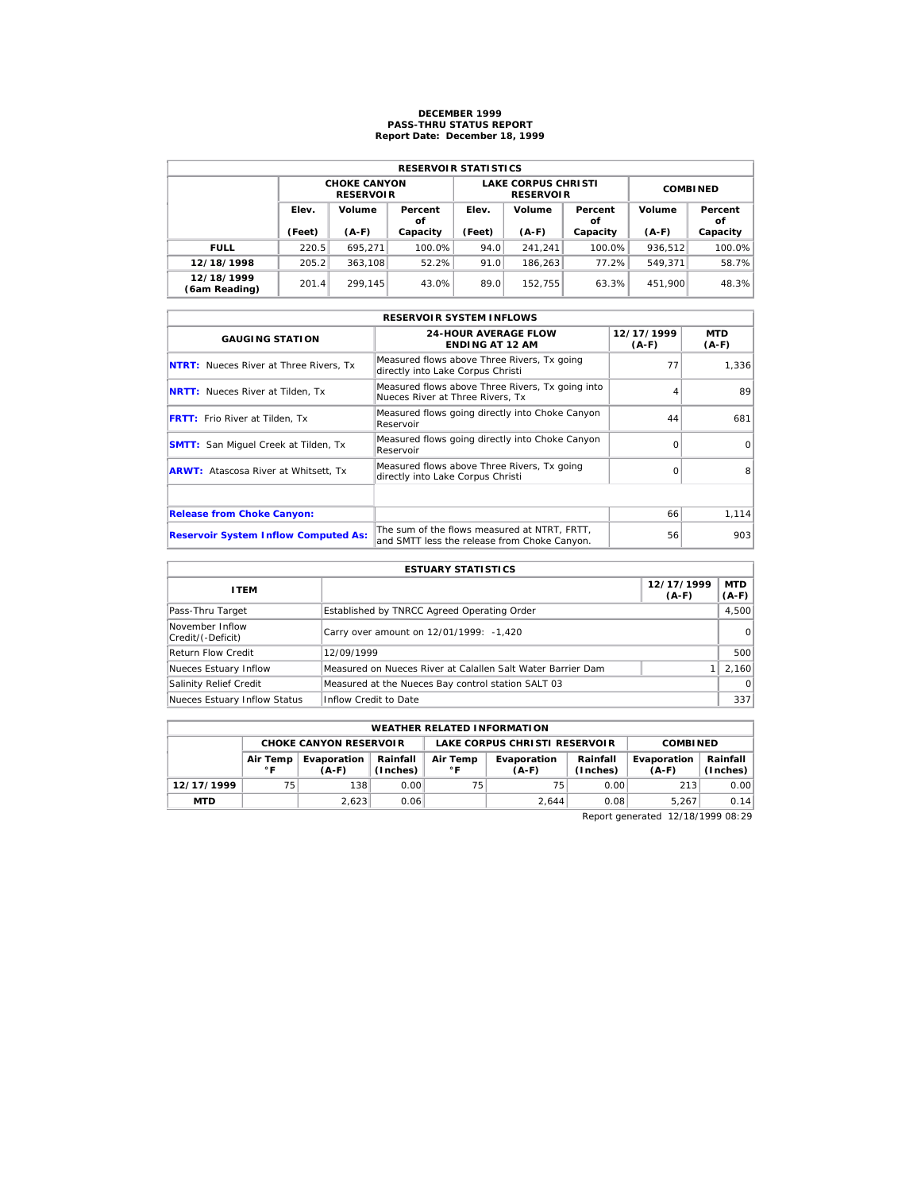# DECEMBER 1999
## PASS-THRU STATUS REPORT
### Report Date: December 18, 1999

| RESERVOIR STATISTICS | | | | | | | | |
|---|---|---|---|---|---|---|---|---|
| | CHOKE CANYON RESERVOIR | | | LAKE CORPUS CHRISTI RESERVOIR | | | COMBINED | |
| | Elev. (Feet) | Volume (A-F) | Percent of Capacity | Elev. (Feet) | Volume (A-F) | Percent of Capacity | Volume (A-F) | Percent of Capacity |
| **FULL** | 220.5 | 695,271 | 100.0% | 94.0 | 241,241 | 100.0% | 936,512 | 100.0% |
| **12/18/1998** | 205.2 | 363,108 | 52.2% | 91.0 | 186,263 | 77.2% | 549,371 | 58.7% |
| **12/18/1999 (6am Reading)** | 201.4 | 299,145 | 43.0% | 89.0 | 152,755 | 63.3% | 451,900 | 48.3% |

| RESERVOIR SYSTEM INFLOWS | | | |
|---|---|---|---|
| **GAUGING STATION** | **24-HOUR AVERAGE FLOW ENDING AT 12 AM** | **12/17/1999 (A-F)** | **MTD (A-F)** |
| **NTRT:** Nueces River at Three Rivers, Tx | Measured flows above Three Rivers, Tx going directly into Lake Corpus Christi | 77 | 1,336 |
| **NRTT:** Nueces River at Tilden, Tx | Measured flows above Three Rivers, Tx going into Nueces River at Three Rivers, Tx | 4 | 89 |
| **FRTT:** Frio River at Tilden, Tx | Measured flows going directly into Choke Canyon Reservoir | 44 | 681 |
| **SMTT:** San Miguel Creek at Tilden, Tx | Measured flows going directly into Choke Canyon Reservoir | 0 | 0 |
| **ARWT:** Atascosa River at Whitsett, Tx | Measured flows above Three Rivers, Tx going directly into Lake Corpus Christi | 0 | 8 |
| | | | |
| **Release from Choke Canyon:** | | 66 | 1,114 |
| **Reservoir System Inflow Computed As:** | The sum of the flows measured at NTRT, FRTT, and SMTT less the release from Choke Canyon. | 56 | 903 |

| ESTUARY STATISTICS | | | |
|---|---|---|---|
| **ITEM** | | **12/17/1999 (A-F)** | **MTD (A-F)** |
| Pass-Thru Target | Established by TNRCC Agreed Operating Order | | 4,500 |
| November Inflow Credit/(-Deficit) | Carry over amount on 12/01/1999: -1,420 | | 0 |
| Return Flow Credit | 12/09/1999 | | 500 |
| Nueces Estuary Inflow | Measured on Nueces River at Calallen Salt Water Barrier Dam | 1 | 2,160 |
| Salinity Relief Credit | Measured at the Nueces Bay control station SALT 03 | | 0 |
| Nueces Estuary Inflow Status | Inflow Credit to Date | | 337 |

| WEATHER RELATED INFORMATION | | | | | | | | |
|---|---|---|---|---|---|---|---|---|
| | CHOKE CANYON RESERVOIR | | | LAKE CORPUS CHRISTI RESERVOIR | | | COMBINED | |
| | Air Temp °F | Evaporation (A-F) | Rainfall (Inches) | Air Temp °F | Evaporation (A-F) | Rainfall (Inches) | Evaporation (A-F) | Rainfall (Inches) |
| **12/17/1999** | 75 | 138 | 0.00 | 75 | 75 | 0.00 | 213 | 0.00 |
| **MTD** | | 2,623 | 0.06 | | 2,644 | 0.08 | 5,267 | 0.14 |

Report generated 12/18/1999 08:29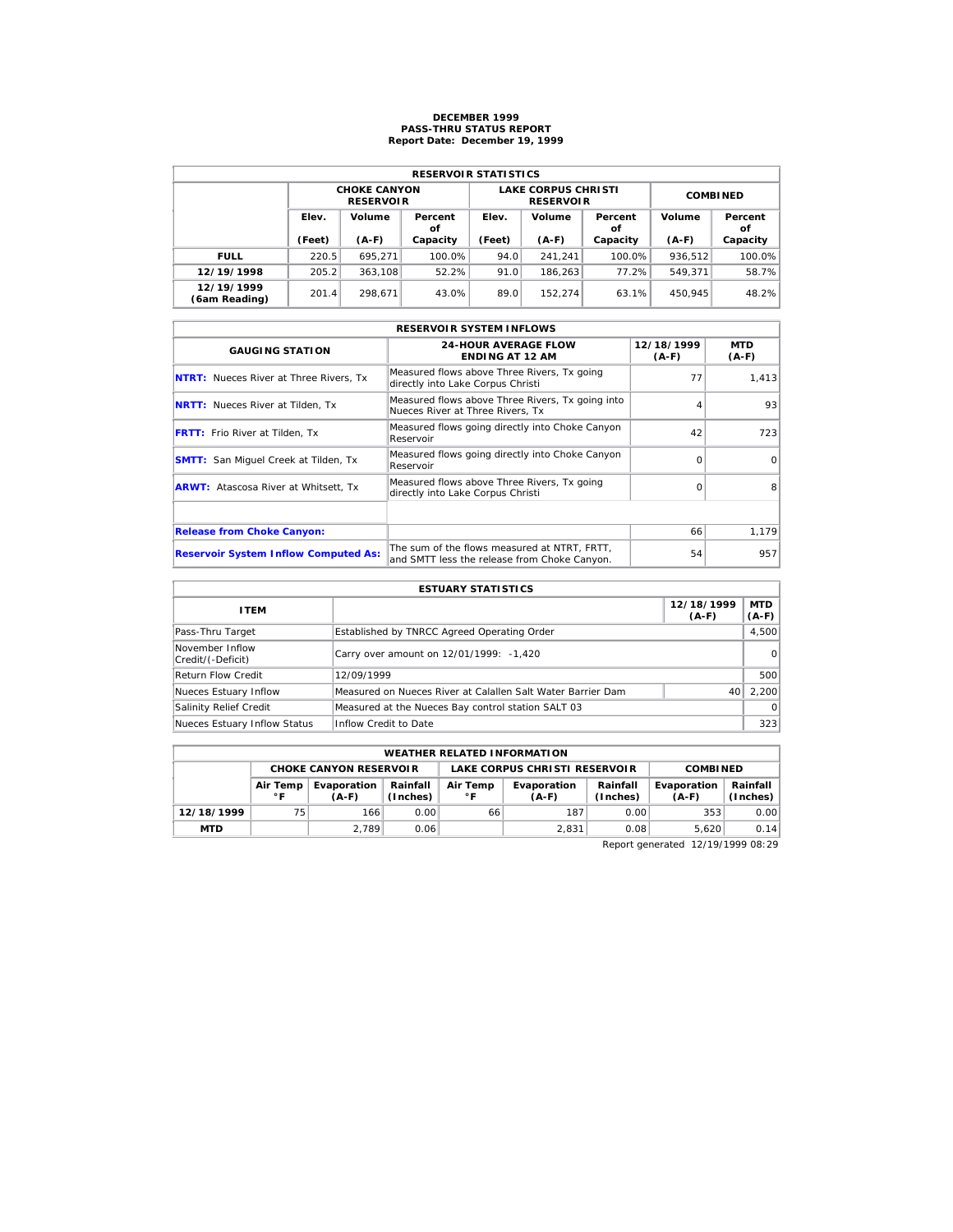# DECEMBER 1999
## PASS-THRU STATUS REPORT
### Report Date: December 19, 1999

| RESERVOIR STATISTICS | | | | | | | | |
|---|---|---|---|---|---|---|---|---|
| | CHOKE CANYON RESERVOIR | | | LAKE CORPUS CHRISTI RESERVOIR | | | COMBINED | |
| | Elev. (Feet) | Volume (A-F) | Percent of Capacity | Elev. (Feet) | Volume (A-F) | Percent of Capacity | Volume (A-F) | Percent of Capacity |
| **FULL** | 220.5 | 695,271 | 100.0% | 94.0 | 241,241 | 100.0% | 936,512 | 100.0% |
| **12/19/1998** | 205.2 | 363,108 | 52.2% | 91.0 | 186,263 | 77.2% | 549,371 | 58.7% |
| **12/19/1999 (6am Reading)** | 201.4 | 298,671 | 43.0% | 89.0 | 152,274 | 63.1% | 450,945 | 48.2% |

| RESERVOIR SYSTEM INFLOWS | | | |
|---|---|---|---|
| GAUGING STATION | 24-HOUR AVERAGE FLOW ENDING AT 12 AM | 12/18/1999 (A-F) | MTD (A-F) |
| **NTRT:** Nueces River at Three Rivers, Tx | Measured flows above Three Rivers, Tx going directly into Lake Corpus Christi | 77 | 1,413 |
| **NRTT:** Nueces River at Tilden, Tx | Measured flows above Three Rivers, Tx going into Nueces River at Three Rivers, Tx | 4 | 93 |
| **FRTT:** Frio River at Tilden, Tx | Measured flows going directly into Choke Canyon Reservoir | 42 | 723 |
| **SMTT:** San Miguel Creek at Tilden, Tx | Measured flows going directly into Choke Canyon Reservoir | 0 | 0 |
| **ARWT:** Atascosa River at Whitsett, Tx | Measured flows above Three Rivers, Tx going directly into Lake Corpus Christi | 0 | 8 |
| | | | |
| **Release from Choke Canyon:** | | 66 | 1,179 |
| **Reservoir System Inflow Computed As:** | The sum of the flows measured at NTRT, FRTT, and SMTT less the release from Choke Canyon. | 54 | 957 |

| ESTUARY STATISTICS | | | |
|---|---|---|---|
| ITEM | | 12/18/1999 (A-F) | MTD (A-F) |
| Pass-Thru Target | Established by TNRCC Agreed Operating Order | | 4,500 |
| November Inflow Credit/(-Deficit) | Carry over amount on 12/01/1999: -1,420 | | 0 |
| Return Flow Credit | 12/09/1999 | | 500 |
| Nueces Estuary Inflow | Measured on Nueces River at Calallen Salt Water Barrier Dam | 40 | 2,200 |
| Salinity Relief Credit | Measured at the Nueces Bay control station SALT 03 | | 0 |
| Nueces Estuary Inflow Status | Inflow Credit to Date | | 323 |

| WEATHER RELATED INFORMATION | | | | | | | | |
|---|---|---|---|---|---|---|---|---|
| | CHOKE CANYON RESERVOIR | | | LAKE CORPUS CHRISTI RESERVOIR | | | COMBINED | |
| | Air Temp °F | Evaporation (A-F) | Rainfall (Inches) | Air Temp °F | Evaporation (A-F) | Rainfall (Inches) | Evaporation (A-F) | Rainfall (Inches) |
| **12/18/1999** | 75 | 166 | 0.00 | 66 | 187 | 0.00 | 353 | 0.00 |
| **MTD** | | 2,789 | 0.06 | | 2,831 | 0.08 | 5,620 | 0.14 |

Report generated 12/19/1999 08:29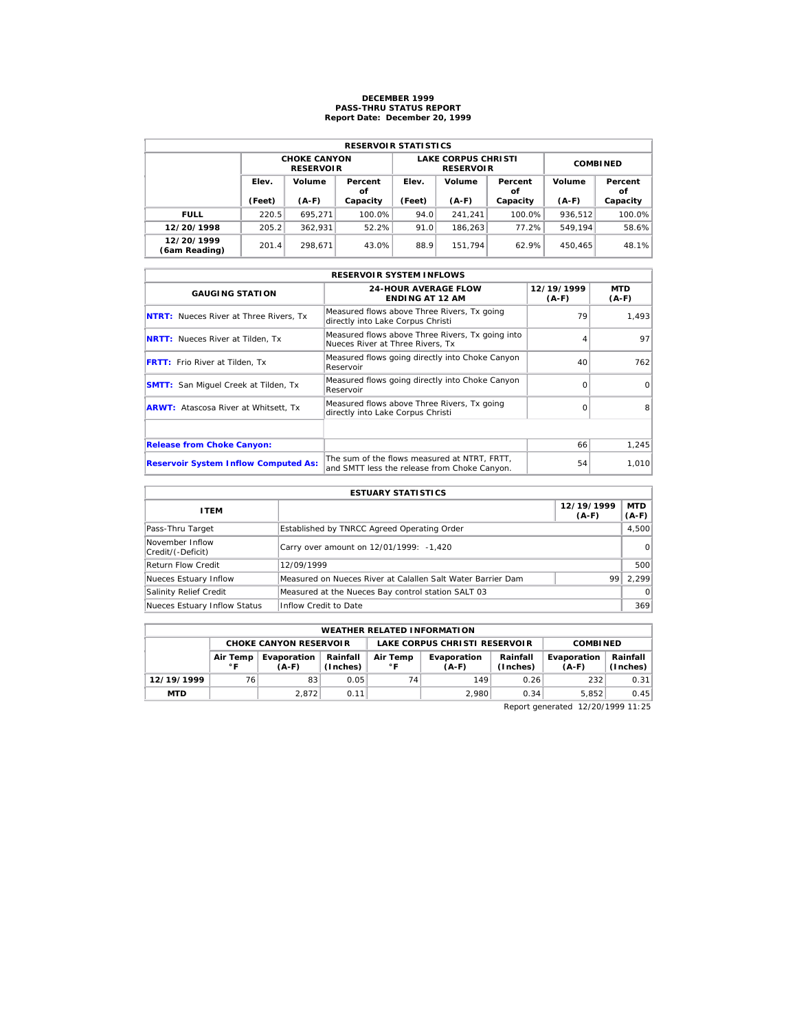# DECEMBER 1999
## PASS-THRU STATUS REPORT
### Report Date: December 20, 1999

| RESERVOIR STATISTICS | | | | | | | | |
|---|---|---|---|---|---|---|---|---|
| | CHOKE CANYON RESERVOIR | | | LAKE CORPUS CHRISTI RESERVOIR | | | COMBINED | |
| | Elev. (Feet) | Volume (A-F) | Percent of Capacity | Elev. (Feet) | Volume (A-F) | Percent of Capacity | Volume (A-F) | Percent of Capacity |
| FULL | 220.5 | 695,271 | 100.0% | 94.0 | 241,241 | 100.0% | 936,512 | 100.0% |
| 12/20/1998 | 205.2 | 362,931 | 52.2% | 91.0 | 186,263 | 77.2% | 549,194 | 58.6% |
| 12/20/1999 (6am Reading) | 201.4 | 298,671 | 43.0% | 88.9 | 151,794 | 62.9% | 450,465 | 48.1% |

| RESERVOIR SYSTEM INFLOWS | | | |
|---|---|---|---|
| GAUGING STATION | 24-HOUR AVERAGE FLOW ENDING AT 12 AM | 12/19/1999 (A-F) | MTD (A-F) |
| NTRT: Nueces River at Three Rivers, Tx | Measured flows above Three Rivers, Tx going directly into Lake Corpus Christi | 79 | 1,493 |
| NRTT: Nueces River at Tilden, Tx | Measured flows above Three Rivers, Tx going into Nueces River at Three Rivers, Tx | 4 | 97 |
| FRTT: Frio River at Tilden, Tx | Measured flows going directly into Choke Canyon Reservoir | 40 | 762 |
| SMTT: San Miguel Creek at Tilden, Tx | Measured flows going directly into Choke Canyon Reservoir | 0 | 0 |
| ARWT: Atascosa River at Whitsett, Tx | Measured flows above Three Rivers, Tx going directly into Lake Corpus Christi | 0 | 8 |
| | | | |
| Release from Choke Canyon: | | 66 | 1,245 |
| Reservoir System Inflow Computed As: | The sum of the flows measured at NTRT, FRTT, and SMTT less the release from Choke Canyon. | 54 | 1,010 |

| ESTUARY STATISTICS | | | |
|---|---|---|---|
| ITEM | | 12/19/1999 (A-F) | MTD (A-F) |
| Pass-Thru Target | Established by TNRCC Agreed Operating Order | | 4,500 |
| November Inflow Credit/(-Deficit) | Carry over amount on 12/01/1999: -1,420 | | 0 |
| Return Flow Credit | 12/09/1999 | | 500 |
| Nueces Estuary Inflow | Measured on Nueces River at Calallen Salt Water Barrier Dam | 99 | 2,299 |
| Salinity Relief Credit | Measured at the Nueces Bay control station SALT 03 | | 0 |
| Nueces Estuary Inflow Status | Inflow Credit to Date | | 369 |

| WEATHER RELATED INFORMATION | | | | | | | | |
|---|---|---|---|---|---|---|---|---|
| | CHOKE CANYON RESERVOIR | | | LAKE CORPUS CHRISTI RESERVOIR | | | COMBINED | |
| | Air Temp °F | Evaporation (A-F) | Rainfall (Inches) | Air Temp °F | Evaporation (A-F) | Rainfall (Inches) | Evaporation (A-F) | Rainfall (Inches) |
| 12/19/1999 | 76 | 83 | 0.05 | 74 | 149 | 0.26 | 232 | 0.31 |
| MTD | | 2,872 | 0.11 | | 2,980 | 0.34 | 5,852 | 0.45 |

Report generated 12/20/1999 11:25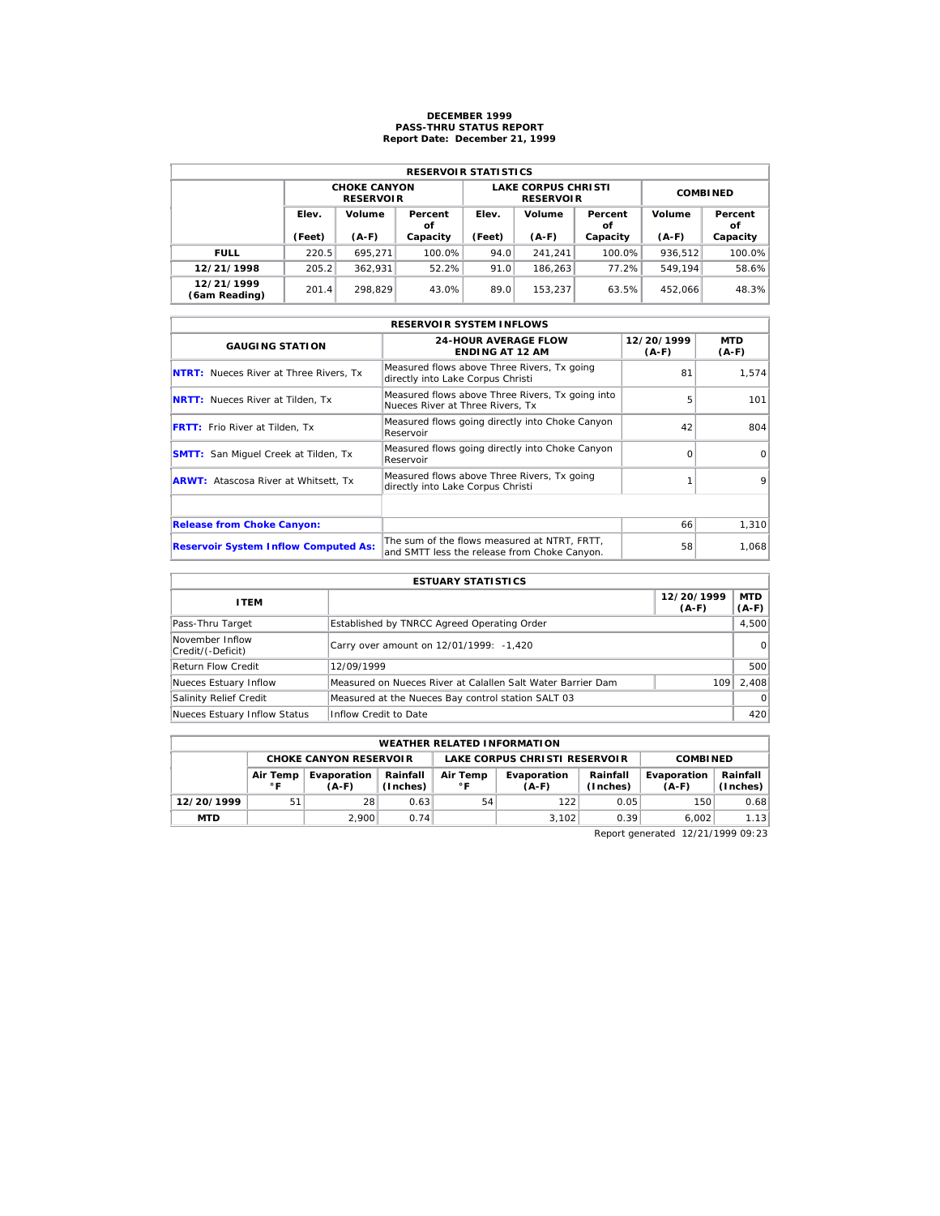# DECEMBER 1999
## PASS-THRU STATUS REPORT
### Report Date: December 21, 1999

| RESERVOIR STATISTICS | | | | | | | | |
|---|---|---|---|---|---|---|---|---|
| | CHOKE CANYON RESERVOIR | | | LAKE CORPUS CHRISTI RESERVOIR | | | COMBINED | |
| | Elev. (Feet) | Volume (A-F) | Percent of Capacity | Elev. (Feet) | Volume (A-F) | Percent of Capacity | Volume (A-F) | Percent of Capacity |
| **FULL** | 220.5 | 695,271 | 100.0% | 94.0 | 241,241 | 100.0% | 936,512 | 100.0% |
| **12/21/1998** | 205.2 | 362,931 | 52.2% | 91.0 | 186,263 | 77.2% | 549,194 | 58.6% |
| **12/21/1999 (6am Reading)** | 201.4 | 298,829 | 43.0% | 89.0 | 153,237 | 63.5% | 452,066 | 48.3% |

| RESERVOIR SYSTEM INFLOWS | | | |
|---|---|---|---|
| GAUGING STATION | 24-HOUR AVERAGE FLOW ENDING AT 12 AM | 12/20/1999 (A-F) | MTD (A-F) |
| **NTRT:** Nueces River at Three Rivers, Tx | Measured flows above Three Rivers, Tx going directly into Lake Corpus Christi | 81 | 1,574 |
| **NRTT:** Nueces River at Tilden, Tx | Measured flows above Three Rivers, Tx going into Nueces River at Three Rivers, Tx | 5 | 101 |
| **FRTT:** Frio River at Tilden, Tx | Measured flows going directly into Choke Canyon Reservoir | 42 | 804 |
| **SMTT:** San Miguel Creek at Tilden, Tx | Measured flows going directly into Choke Canyon Reservoir | 0 | 0 |
| **ARWT:** Atascosa River at Whitsett, Tx | Measured flows above Three Rivers, Tx going directly into Lake Corpus Christi | 1 | 9 |
| | | | |
| **Release from Choke Canyon:** | | 66 | 1,310 |
| **Reservoir System Inflow Computed As:** | The sum of the flows measured at NTRT, FRTT, and SMTT less the release from Choke Canyon. | 58 | 1,068 |

| ESTUARY STATISTICS | | | |
|---|---|---|---|
| ITEM | | 12/20/1999 (A-F) | MTD (A-F) |
| Pass-Thru Target | Established by TNRCC Agreed Operating Order | | 4,500 |
| November Inflow Credit/(-Deficit) | Carry over amount on 12/01/1999: -1,420 | | 0 |
| Return Flow Credit | 12/09/1999 | | 500 |
| Nueces Estuary Inflow | Measured on Nueces River at Calallen Salt Water Barrier Dam | 109 | 2,408 |
| Salinity Relief Credit | Measured at the Nueces Bay control station SALT 03 | | 0 |
| Nueces Estuary Inflow Status | Inflow Credit to Date | | 420 |

| WEATHER RELATED INFORMATION | | | | | | | | |
|---|---|---|---|---|---|---|---|---|
| | CHOKE CANYON RESERVOIR | | | LAKE CORPUS CHRISTI RESERVOIR | | | COMBINED | |
| | Air Temp °F | Evaporation (A-F) | Rainfall (Inches) | Air Temp °F | Evaporation (A-F) | Rainfall (Inches) | Evaporation (A-F) | Rainfall (Inches) |
| **12/20/1999** | 51 | 28 | 0.63 | 54 | 122 | 0.05 | 150 | 0.68 |
| **MTD** | | 2,900 | 0.74 | | 3,102 | 0.39 | 6,002 | 1.13 |

Report generated 12/21/1999 09:23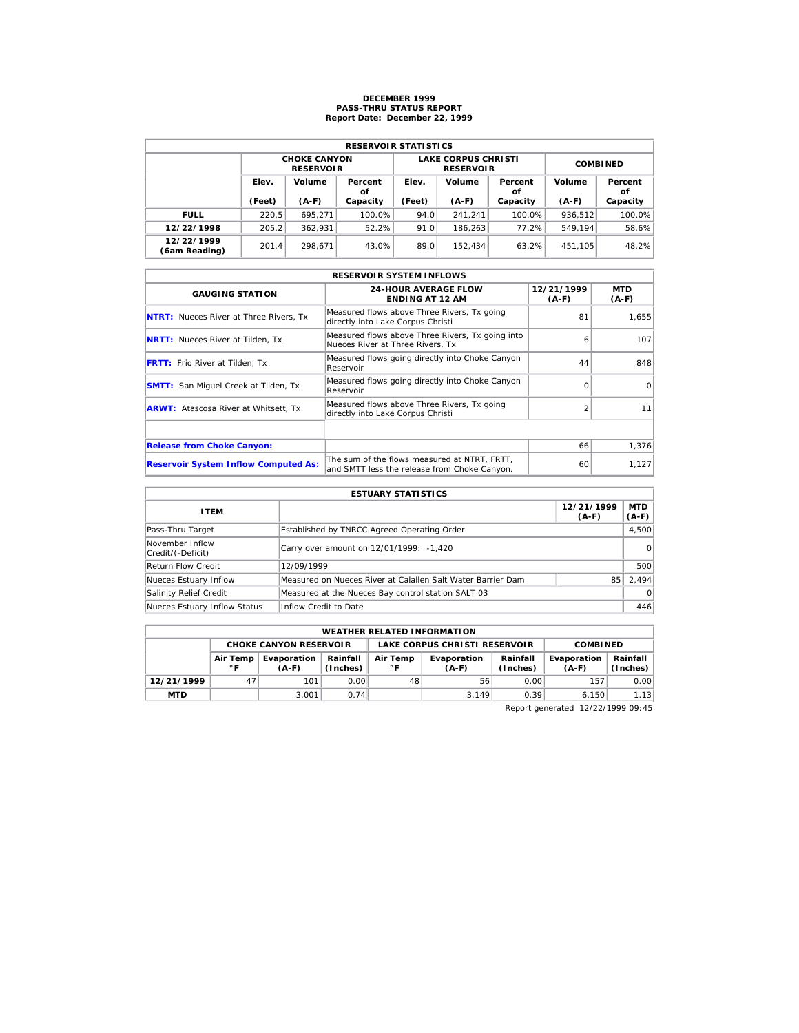# DECEMBER 1999
## PASS-THRU STATUS REPORT
### Report Date: December 22, 1999

| RESERVOIR STATISTICS | | | | | | | | |
|---|---|---|---|---|---|---|---|---|
| | CHOKE CANYON RESERVOIR | | | LAKE CORPUS CHRISTI RESERVOIR | | | COMBINED | |
| | Elev. (Feet) | Volume (A-F) | Percent of Capacity | Elev. (Feet) | Volume (A-F) | Percent of Capacity | Volume (A-F) | Percent of Capacity |
| **FULL** | 220.5 | 695,271 | 100.0% | 94.0 | 241,241 | 100.0% | 936,512 | 100.0% |
| **12/22/1998** | 205.2 | 362,931 | 52.2% | 91.0 | 186,263 | 77.2% | 549,194 | 58.6% |
| **12/22/1999 (6am Reading)** | 201.4 | 298,671 | 43.0% | 89.0 | 152,434 | 63.2% | 451,105 | 48.2% |

| RESERVOIR SYSTEM INFLOWS | | | |
|---|---|---|---|
| **GAUGING STATION** | **24-HOUR AVERAGE FLOW ENDING AT 12 AM** | **12/21/1999 (A-F)** | **MTD (A-F)** |
| **NTRT:** Nueces River at Three Rivers, Tx | Measured flows above Three Rivers, Tx going directly into Lake Corpus Christi | 81 | 1,655 |
| **NRTT:** Nueces River at Tilden, Tx | Measured flows above Three Rivers, Tx going into Nueces River at Three Rivers, Tx | 6 | 107 |
| **FRTT:** Frio River at Tilden, Tx | Measured flows going directly into Choke Canyon Reservoir | 44 | 848 |
| **SMTT:** San Miguel Creek at Tilden, Tx | Measured flows going directly into Choke Canyon Reservoir | 0 | 0 |
| **ARWT:** Atascosa River at Whitsett, Tx | Measured flows above Three Rivers, Tx going directly into Lake Corpus Christi | 2 | 11 |
| | | | |
| **Release from Choke Canyon:** | | 66 | 1,376 |
| **Reservoir System Inflow Computed As:** | The sum of the flows measured at NTRT, FRTT, and SMTT less the release from Choke Canyon. | 60 | 1,127 |

| ESTUARY STATISTICS | | | |
|---|---|---|---|
| **ITEM** | | **12/21/1999 (A-F)** | **MTD (A-F)** |
| Pass-Thru Target | Established by TNRCC Agreed Operating Order | | 4,500 |
| November Inflow Credit/(-Deficit) | Carry over amount on 12/01/1999: -1,420 | | 0 |
| Return Flow Credit | 12/09/1999 | | 500 |
| Nueces Estuary Inflow | Measured on Nueces River at Calallen Salt Water Barrier Dam | 85 | 2,494 |
| Salinity Relief Credit | Measured at the Nueces Bay control station SALT 03 | | 0 |
| Nueces Estuary Inflow Status | Inflow Credit to Date | | 446 |

| WEATHER RELATED INFORMATION | | | | | | | | |
|---|---|---|---|---|---|---|---|---|
| | CHOKE CANYON RESERVOIR | | | LAKE CORPUS CHRISTI RESERVOIR | | | COMBINED | |
| | Air Temp °F | Evaporation (A-F) | Rainfall (Inches) | Air Temp °F | Evaporation (A-F) | Rainfall (Inches) | Evaporation (A-F) | Rainfall (Inches) |
| **12/21/1999** | 47 | 101 | 0.00 | 48 | 56 | 0.00 | 157 | 0.00 |
| **MTD** | | 3,001 | 0.74 | | 3,149 | 0.39 | 6,150 | 1.13 |

Report generated 12/22/1999 09:45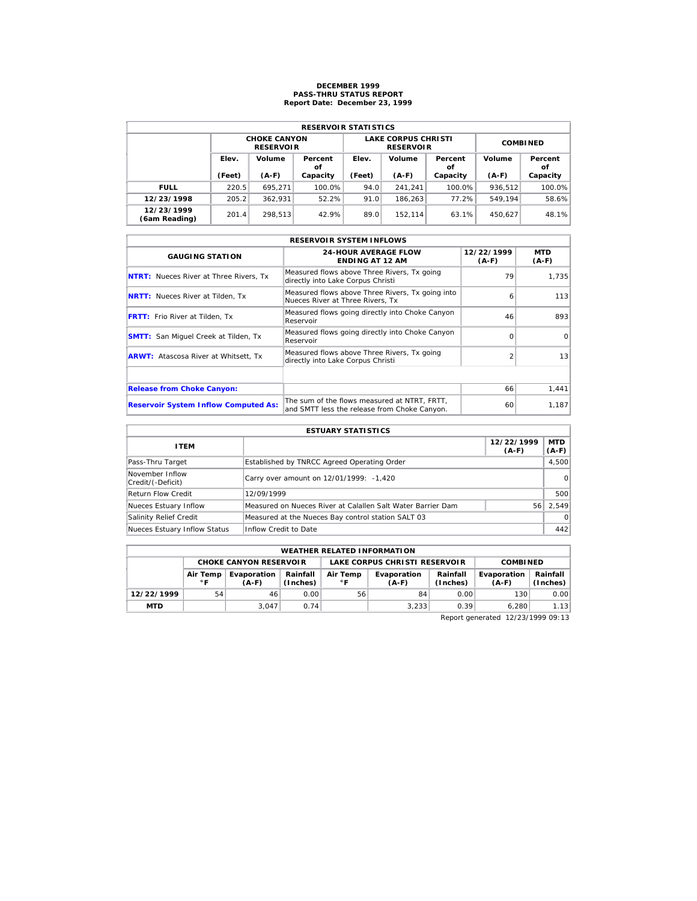# DECEMBER 1999
## PASS-THRU STATUS REPORT
### Report Date: December 23, 1999

| RESERVOIR STATISTICS | | | | | | | | |
|---|---|---|---|---|---|---|---|---|
| | CHOKE CANYON RESERVOIR | | | LAKE CORPUS CHRISTI RESERVOIR | | | COMBINED | |
| | Elev. (Feet) | Volume (A-F) | Percent of Capacity | Elev. (Feet) | Volume (A-F) | Percent of Capacity | Volume (A-F) | Percent of Capacity |
| FULL | 220.5 | 695,271 | 100.0% | 94.0 | 241,241 | 100.0% | 936,512 | 100.0% |
| 12/23/1998 | 205.2 | 362,931 | 52.2% | 91.0 | 186,263 | 77.2% | 549,194 | 58.6% |
| 12/23/1999 (6am Reading) | 201.4 | 298,513 | 42.9% | 89.0 | 152,114 | 63.1% | 450,627 | 48.1% |

| RESERVOIR SYSTEM INFLOWS | | | |
|---|---|---|---|
| GAUGING STATION | 24-HOUR AVERAGE FLOW ENDING AT 12 AM | 12/22/1999 (A-F) | MTD (A-F) |
| NTRT: Nueces River at Three Rivers, Tx | Measured flows above Three Rivers, Tx going directly into Lake Corpus Christi | 79 | 1,735 |
| NRTT: Nueces River at Tilden, Tx | Measured flows above Three Rivers, Tx going into Nueces River at Three Rivers, Tx | 6 | 113 |
| FRTT: Frio River at Tilden, Tx | Measured flows going directly into Choke Canyon Reservoir | 46 | 893 |
| SMTT: San Miguel Creek at Tilden, Tx | Measured flows going directly into Choke Canyon Reservoir | 0 | 0 |
| ARWT: Atascosa River at Whitsett, Tx | Measured flows above Three Rivers, Tx going directly into Lake Corpus Christi | 2 | 13 |
| | | | |
| Release from Choke Canyon: | | 66 | 1,441 |
| Reservoir System Inflow Computed As: | The sum of the flows measured at NTRT, FRTT, and SMTT less the release from Choke Canyon. | 60 | 1,187 |

| ESTUARY STATISTICS | | | |
|---|---|---|---|
| ITEM | | 12/22/1999 (A-F) | MTD (A-F) |
| Pass-Thru Target | Established by TNRCC Agreed Operating Order | | 4,500 |
| November Inflow Credit/(-Deficit) | Carry over amount on 12/01/1999: -1,420 | | 0 |
| Return Flow Credit | 12/09/1999 | | 500 |
| Nueces Estuary Inflow | Measured on Nueces River at Calallen Salt Water Barrier Dam | 56 | 2,549 |
| Salinity Relief Credit | Measured at the Nueces Bay control station SALT 03 | | 0 |
| Nueces Estuary Inflow Status | Inflow Credit to Date | | 442 |

| WEATHER RELATED INFORMATION | | | | | | | | |
|---|---|---|---|---|---|---|---|---|
| | CHOKE CANYON RESERVOIR | | | LAKE CORPUS CHRISTI RESERVOIR | | | COMBINED | |
| | Air Temp °F | Evaporation (A-F) | Rainfall (Inches) | Air Temp °F | Evaporation (A-F) | Rainfall (Inches) | Evaporation (A-F) | Rainfall (Inches) |
| 12/22/1999 | 54 | 46 | 0.00 | 56 | 84 | 0.00 | 130 | 0.00 |
| MTD | | 3,047 | 0.74 | | 3,233 | 0.39 | 6,280 | 1.13 |

Report generated 12/23/1999 09:13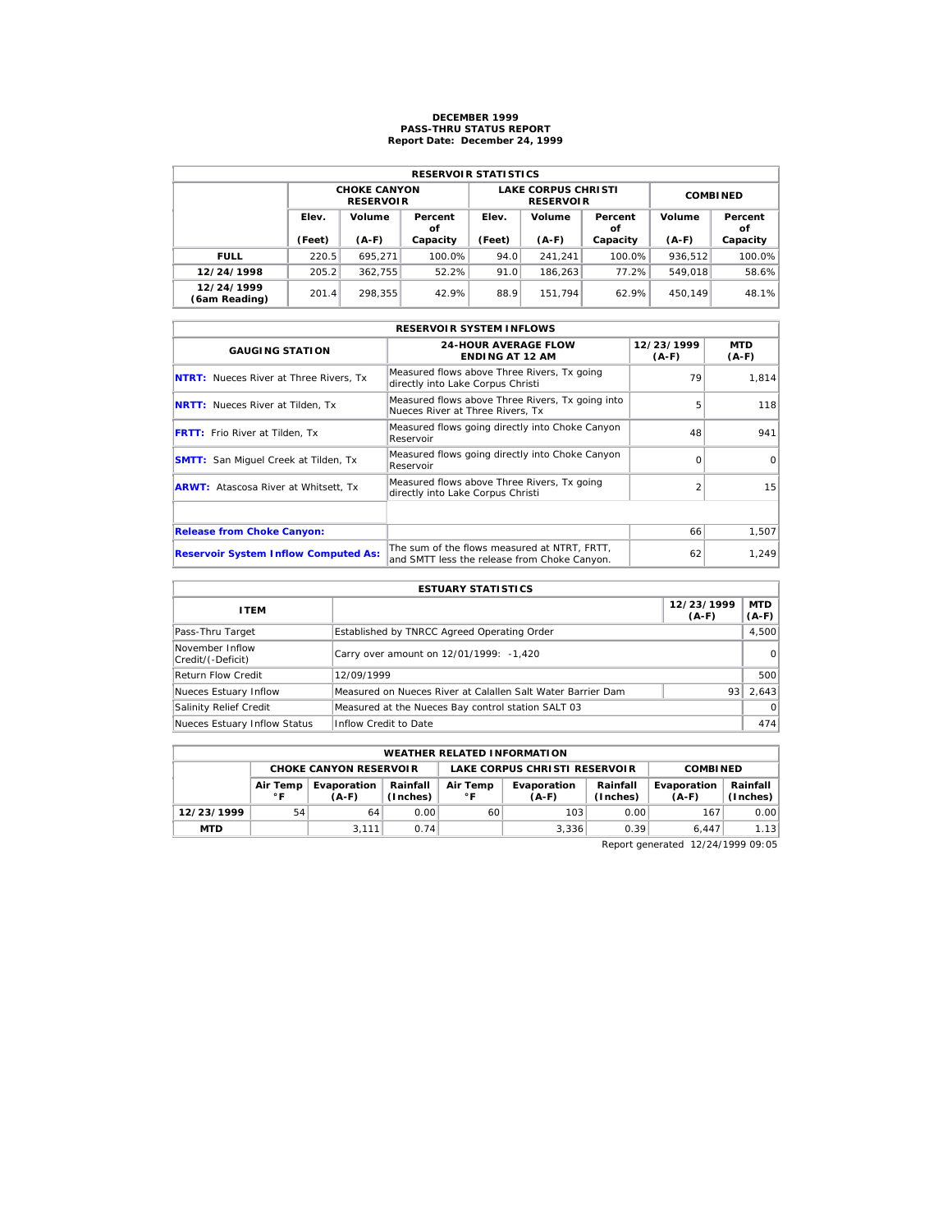# DECEMBER 1999
## PASS-THRU STATUS REPORT
### Report Date: December 24, 1999

| RESERVOIR STATISTICS | | | | | | | | |
|---|---|---|---|---|---|---|---|---|
| | CHOKE CANYON RESERVOIR | | | LAKE CORPUS CHRISTI RESERVOIR | | | COMBINED | |
| | Elev. (Feet) | Volume (A-F) | Percent of Capacity | Elev. (Feet) | Volume (A-F) | Percent of Capacity | Volume (A-F) | Percent of Capacity |
| **FULL** | 220.5 | 695,271 | 100.0% | 94.0 | 241,241 | 100.0% | 936,512 | 100.0% |
| **12/24/1998** | 205.2 | 362,755 | 52.2% | 91.0 | 186,263 | 77.2% | 549,018 | 58.6% |
| **12/24/1999 (6am Reading)** | 201.4 | 298,355 | 42.9% | 88.9 | 151,794 | 62.9% | 450,149 | 48.1% |

| RESERVOIR SYSTEM INFLOWS | | | |
|---|---|---|---|
| GAUGING STATION | 24-HOUR AVERAGE FLOW ENDING AT 12 AM | 12/23/1999 (A-F) | MTD (A-F) |
| **NTRT:** Nueces River at Three Rivers, Tx | Measured flows above Three Rivers, Tx going directly into Lake Corpus Christi | 79 | 1,814 |
| **NRTT:** Nueces River at Tilden, Tx | Measured flows above Three Rivers, Tx going into Nueces River at Three Rivers, Tx | 5 | 118 |
| **FRTT:** Frio River at Tilden, Tx | Measured flows going directly into Choke Canyon Reservoir | 48 | 941 |
| **SMTT:** San Miguel Creek at Tilden, Tx | Measured flows going directly into Choke Canyon Reservoir | 0 | 0 |
| **ARWT:** Atascosa River at Whitsett, Tx | Measured flows above Three Rivers, Tx going directly into Lake Corpus Christi | 2 | 15 |
| | | | |
| **Release from Choke Canyon:** | | 66 | 1,507 |
| **Reservoir System Inflow Computed As:** | The sum of the flows measured at NTRT, FRTT, and SMTT less the release from Choke Canyon. | 62 | 1,249 |

| ESTUARY STATISTICS | | | |
|---|---|---|---|
| ITEM | | 12/23/1999 (A-F) | MTD (A-F) |
| Pass-Thru Target | Established by TNRCC Agreed Operating Order | | 4,500 |
| November Inflow Credit/(-Deficit) | Carry over amount on 12/01/1999: -1,420 | | 0 |
| Return Flow Credit | 12/09/1999 | | 500 |
| Nueces Estuary Inflow | Measured on Nueces River at Calallen Salt Water Barrier Dam | 93 | 2,643 |
| Salinity Relief Credit | Measured at the Nueces Bay control station SALT 03 | | 0 |
| Nueces Estuary Inflow Status | Inflow Credit to Date | | 474 |

| WEATHER RELATED INFORMATION | | | | | | | | |
|---|---|---|---|---|---|---|---|---|
| | CHOKE CANYON RESERVOIR | | | LAKE CORPUS CHRISTI RESERVOIR | | | COMBINED | |
| | Air Temp °F | Evaporation (A-F) | Rainfall (Inches) | Air Temp °F | Evaporation (A-F) | Rainfall (Inches) | Evaporation (A-F) | Rainfall (Inches) |
| **12/23/1999** | 54 | 64 | 0.00 | 60 | 103 | 0.00 | 167 | 0.00 |
| **MTD** | | 3,111 | 0.74 | | 3,336 | 0.39 | 6,447 | 1.13 |

Report generated 12/24/1999 09:05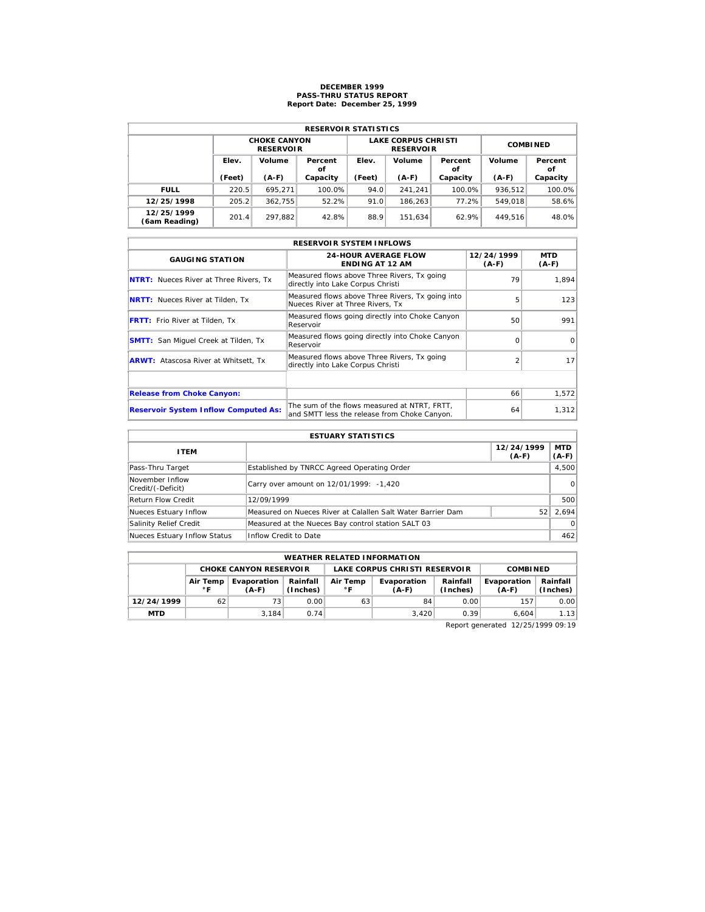# DECEMBER 1999
## PASS-THRU STATUS REPORT
### Report Date: December 25, 1999

| RESERVOIR STATISTICS | | | | | | | | |
|---|---|---|---|---|---|---|---|---|
| | CHOKE CANYON RESERVOIR | | | LAKE CORPUS CHRISTI RESERVOIR | | | COMBINED | |
| | Elev. (Feet) | Volume (A-F) | Percent of Capacity | Elev. (Feet) | Volume (A-F) | Percent of Capacity | Volume (A-F) | Percent of Capacity |
| **FULL** | 220.5 | 695,271 | 100.0% | 94.0 | 241,241 | 100.0% | 936,512 | 100.0% |
| **12/25/1998** | 205.2 | 362,755 | 52.2% | 91.0 | 186,263 | 77.2% | 549,018 | 58.6% |
| **12/25/1999 (6am Reading)** | 201.4 | 297,882 | 42.8% | 88.9 | 151,634 | 62.9% | 449,516 | 48.0% |

| RESERVOIR SYSTEM INFLOWS | | | |
|---|---|---|---|
| GAUGING STATION | 24-HOUR AVERAGE FLOW ENDING AT 12 AM | 12/24/1999 (A-F) | MTD (A-F) |
| **NTRT:** Nueces River at Three Rivers, Tx | Measured flows above Three Rivers, Tx going directly into Lake Corpus Christi | 79 | 1,894 |
| **NRTT:** Nueces River at Tilden, Tx | Measured flows above Three Rivers, Tx going into Nueces River at Three Rivers, Tx | 5 | 123 |
| **FRTT:** Frio River at Tilden, Tx | Measured flows going directly into Choke Canyon Reservoir | 50 | 991 |
| **SMTT:** San Miguel Creek at Tilden, Tx | Measured flows going directly into Choke Canyon Reservoir | 0 | 0 |
| **ARWT:** Atascosa River at Whitsett, Tx | Measured flows above Three Rivers, Tx going directly into Lake Corpus Christi | 2 | 17 |
| | | | |
| **Release from Choke Canyon:** | | 66 | 1,572 |
| **Reservoir System Inflow Computed As:** | The sum of the flows measured at NTRT, FRTT, and SMTT less the release from Choke Canyon. | 64 | 1,312 |

| ESTUARY STATISTICS | | | |
|---|---|---|---|
| ITEM | | 12/24/1999 (A-F) | MTD (A-F) |
| Pass-Thru Target | Established by TNRCC Agreed Operating Order | | 4,500 |
| November Inflow Credit/(-Deficit) | Carry over amount on 12/01/1999: -1,420 | | 0 |
| Return Flow Credit | 12/09/1999 | | 500 |
| Nueces Estuary Inflow | Measured on Nueces River at Calallen Salt Water Barrier Dam | 52 | 2,694 |
| Salinity Relief Credit | Measured at the Nueces Bay control station SALT 03 | | 0 |
| Nueces Estuary Inflow Status | Inflow Credit to Date | | 462 |

| WEATHER RELATED INFORMATION | | | | | | | | |
|---|---|---|---|---|---|---|---|---|
| | CHOKE CANYON RESERVOIR | | | LAKE CORPUS CHRISTI RESERVOIR | | | COMBINED | |
| | Air Temp °F | Evaporation (A-F) | Rainfall (Inches) | Air Temp °F | Evaporation (A-F) | Rainfall (Inches) | Evaporation (A-F) | Rainfall (Inches) |
| **12/24/1999** | 62 | 73 | 0.00 | 63 | 84 | 0.00 | 157 | 0.00 |
| **MTD** | | 3,184 | 0.74 | | 3,420 | 0.39 | 6,604 | 1.13 |

Report generated 12/25/1999 09:19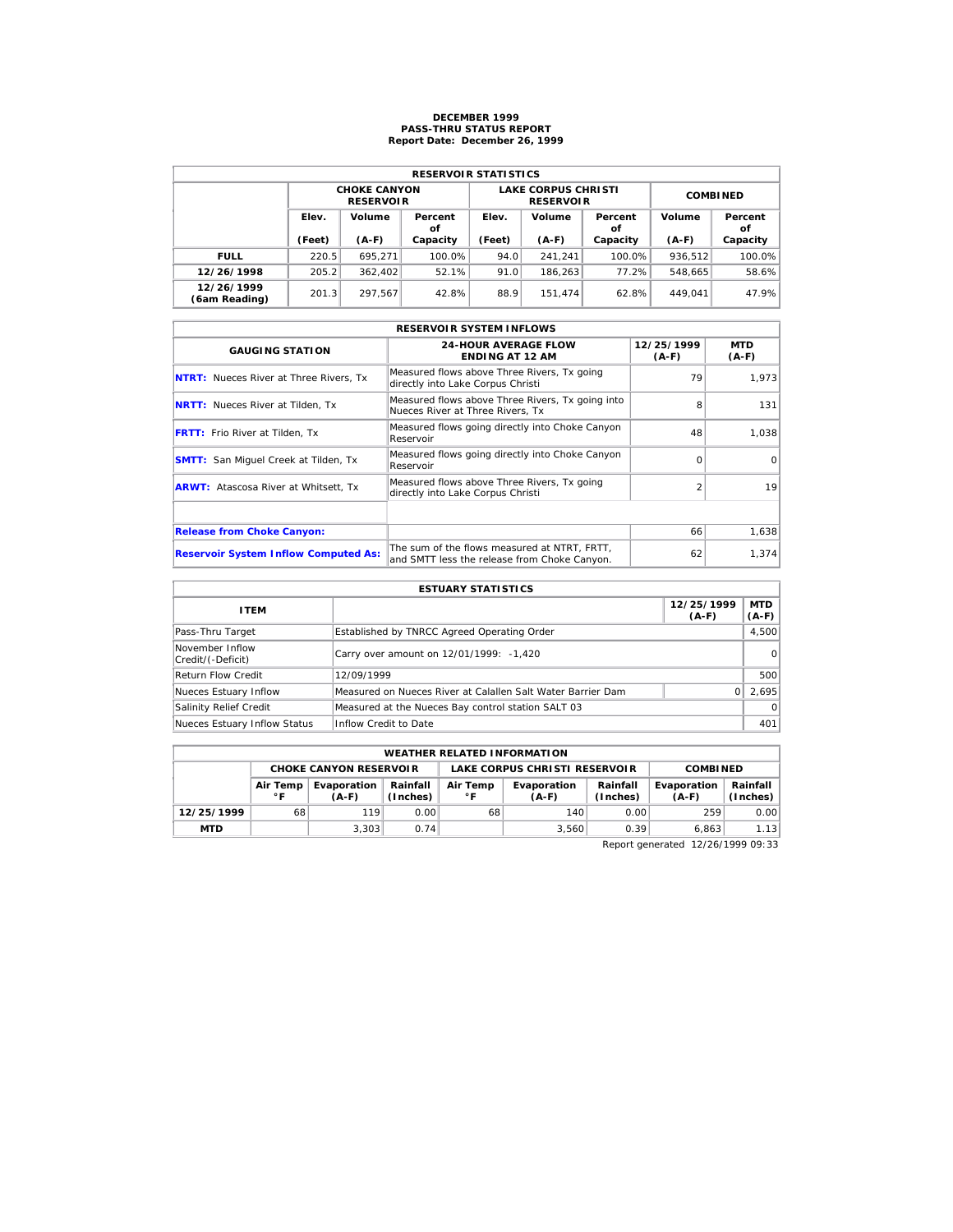# DECEMBER 1999
## PASS-THRU STATUS REPORT
### Report Date: December 26, 1999

| RESERVOIR STATISTICS | | | | | | | | |
|---|---|---|---|---|---|---|---|---|
| | CHOKE CANYON RESERVOIR | | | LAKE CORPUS CHRISTI RESERVOIR | | | COMBINED | |
| | Elev. (Feet) | Volume (A-F) | Percent of Capacity | Elev. (Feet) | Volume (A-F) | Percent of Capacity | Volume (A-F) | Percent of Capacity |
| **FULL** | 220.5 | 695,271 | 100.0% | 94.0 | 241,241 | 100.0% | 936,512 | 100.0% |
| **12/26/1998** | 205.2 | 362,402 | 52.1% | 91.0 | 186,263 | 77.2% | 548,665 | 58.6% |
| **12/26/1999 (6am Reading)** | 201.3 | 297,567 | 42.8% | 88.9 | 151,474 | 62.8% | 449,041 | 47.9% |

| RESERVOIR SYSTEM INFLOWS | | | |
|---|---|---|---|
| GAUGING STATION | 24-HOUR AVERAGE FLOW ENDING AT 12 AM | 12/25/1999 (A-F) | MTD (A-F) |
| **NTRT:** Nueces River at Three Rivers, Tx | Measured flows above Three Rivers, Tx going directly into Lake Corpus Christi | 79 | 1,973 |
| **NRTT:** Nueces River at Tilden, Tx | Measured flows above Three Rivers, Tx going into Nueces River at Three Rivers, Tx | 8 | 131 |
| **FRTT:** Frio River at Tilden, Tx | Measured flows going directly into Choke Canyon Reservoir | 48 | 1,038 |
| **SMTT:** San Miguel Creek at Tilden, Tx | Measured flows going directly into Choke Canyon Reservoir | 0 | 0 |
| **ARWT:** Atascosa River at Whitsett, Tx | Measured flows above Three Rivers, Tx going directly into Lake Corpus Christi | 2 | 19 |
| | | | |
| **Release from Choke Canyon:** | | 66 | 1,638 |
| **Reservoir System Inflow Computed As:** | The sum of the flows measured at NTRT, FRTT, and SMTT less the release from Choke Canyon. | 62 | 1,374 |

| ESTUARY STATISTICS | | | |
|---|---|---|---|
| ITEM | | 12/25/1999 (A-F) | MTD (A-F) |
| Pass-Thru Target | Established by TNRCC Agreed Operating Order | | 4,500 |
| November Inflow Credit/(-Deficit) | Carry over amount on 12/01/1999: -1,420 | | 0 |
| Return Flow Credit | 12/09/1999 | | 500 |
| Nueces Estuary Inflow | Measured on Nueces River at Calallen Salt Water Barrier Dam | 0 | 2,695 |
| Salinity Relief Credit | Measured at the Nueces Bay control station SALT 03 | | 0 |
| Nueces Estuary Inflow Status | Inflow Credit to Date | | 401 |

| WEATHER RELATED INFORMATION | | | | | | | | |
|---|---|---|---|---|---|---|---|---|
| | CHOKE CANYON RESERVOIR | | | LAKE CORPUS CHRISTI RESERVOIR | | | COMBINED | |
| | Air Temp °F | Evaporation (A-F) | Rainfall (Inches) | Air Temp °F | Evaporation (A-F) | Rainfall (Inches) | Evaporation (A-F) | Rainfall (Inches) |
| **12/25/1999** | 68 | 119 | 0.00 | 68 | 140 | 0.00 | 259 | 0.00 |
| **MTD** | | 3,303 | 0.74 | | 3,560 | 0.39 | 6,863 | 1.13 |

Report generated 12/26/1999 09:33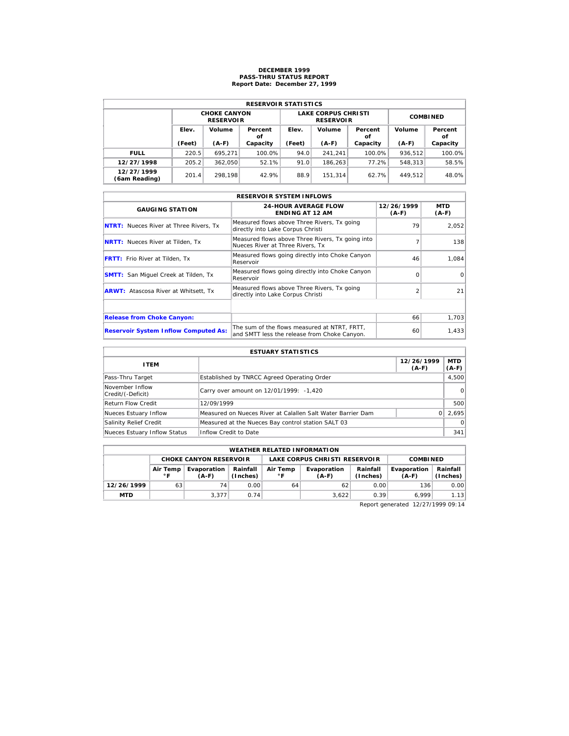# DECEMBER 1999
## PASS-THRU STATUS REPORT
### Report Date: December 27, 1999

| RESERVOIR STATISTICS | | | | | | | | |
|---|---|---|---|---|---|---|---|---|
| | CHOKE CANYON RESERVOIR | | | LAKE CORPUS CHRISTI RESERVOIR | | | COMBINED | |
| | Elev. (Feet) | Volume (A-F) | Percent of Capacity | Elev. (Feet) | Volume (A-F) | Percent of Capacity | Volume (A-F) | Percent of Capacity |
| FULL | 220.5 | 695,271 | 100.0% | 94.0 | 241,241 | 100.0% | 936,512 | 100.0% |
| 12/27/1998 | 205.2 | 362,050 | 52.1% | 91.0 | 186,263 | 77.2% | 548,313 | 58.5% |
| 12/27/1999 (6am Reading) | 201.4 | 298,198 | 42.9% | 88.9 | 151,314 | 62.7% | 449,512 | 48.0% |

| RESERVOIR SYSTEM INFLOWS | | | |
|---|---|---|---|
| GAUGING STATION | 24-HOUR AVERAGE FLOW ENDING AT 12 AM | 12/26/1999 (A-F) | MTD (A-F) |
| NTRT: Nueces River at Three Rivers, Tx | Measured flows above Three Rivers, Tx going directly into Lake Corpus Christi | 79 | 2,052 |
| NRTT: Nueces River at Tilden, Tx | Measured flows above Three Rivers, Tx going into Nueces River at Three Rivers, Tx | 7 | 138 |
| FRTT: Frio River at Tilden, Tx | Measured flows going directly into Choke Canyon Reservoir | 46 | 1,084 |
| SMTT: San Miguel Creek at Tilden, Tx | Measured flows going directly into Choke Canyon Reservoir | 0 | 0 |
| ARWT: Atascosa River at Whitsett, Tx | Measured flows above Three Rivers, Tx going directly into Lake Corpus Christi | 2 | 21 |
| | | | |
| Release from Choke Canyon: | | 66 | 1,703 |
| Reservoir System Inflow Computed As: | The sum of the flows measured at NTRT, FRTT, and SMTT less the release from Choke Canyon. | 60 | 1,433 |

| ESTUARY STATISTICS | | | |
|---|---|---|---|
| ITEM | | 12/26/1999 (A-F) | MTD (A-F) |
| Pass-Thru Target | Established by TNRCC Agreed Operating Order | | 4,500 |
| November Inflow Credit/(-Deficit) | Carry over amount on 12/01/1999: -1,420 | | 0 |
| Return Flow Credit | 12/09/1999 | | 500 |
| Nueces Estuary Inflow | Measured on Nueces River at Calallen Salt Water Barrier Dam | 0 | 2,695 |
| Salinity Relief Credit | Measured at the Nueces Bay control station SALT 03 | | 0 |
| Nueces Estuary Inflow Status | Inflow Credit to Date | | 341 |

| WEATHER RELATED INFORMATION | | | | | | | | |
|---|---|---|---|---|---|---|---|---|
| | CHOKE CANYON RESERVOIR | | | LAKE CORPUS CHRISTI RESERVOIR | | | COMBINED | |
| | Air Temp °F | Evaporation (A-F) | Rainfall (Inches) | Air Temp °F | Evaporation (A-F) | Rainfall (Inches) | Evaporation (A-F) | Rainfall (Inches) |
| 12/26/1999 | 63 | 74 | 0.00 | 64 | 62 | 0.00 | 136 | 0.00 |
| MTD | | 3,377 | 0.74 | | 3,622 | 0.39 | 6,999 | 1.13 |

Report generated 12/27/1999 09:14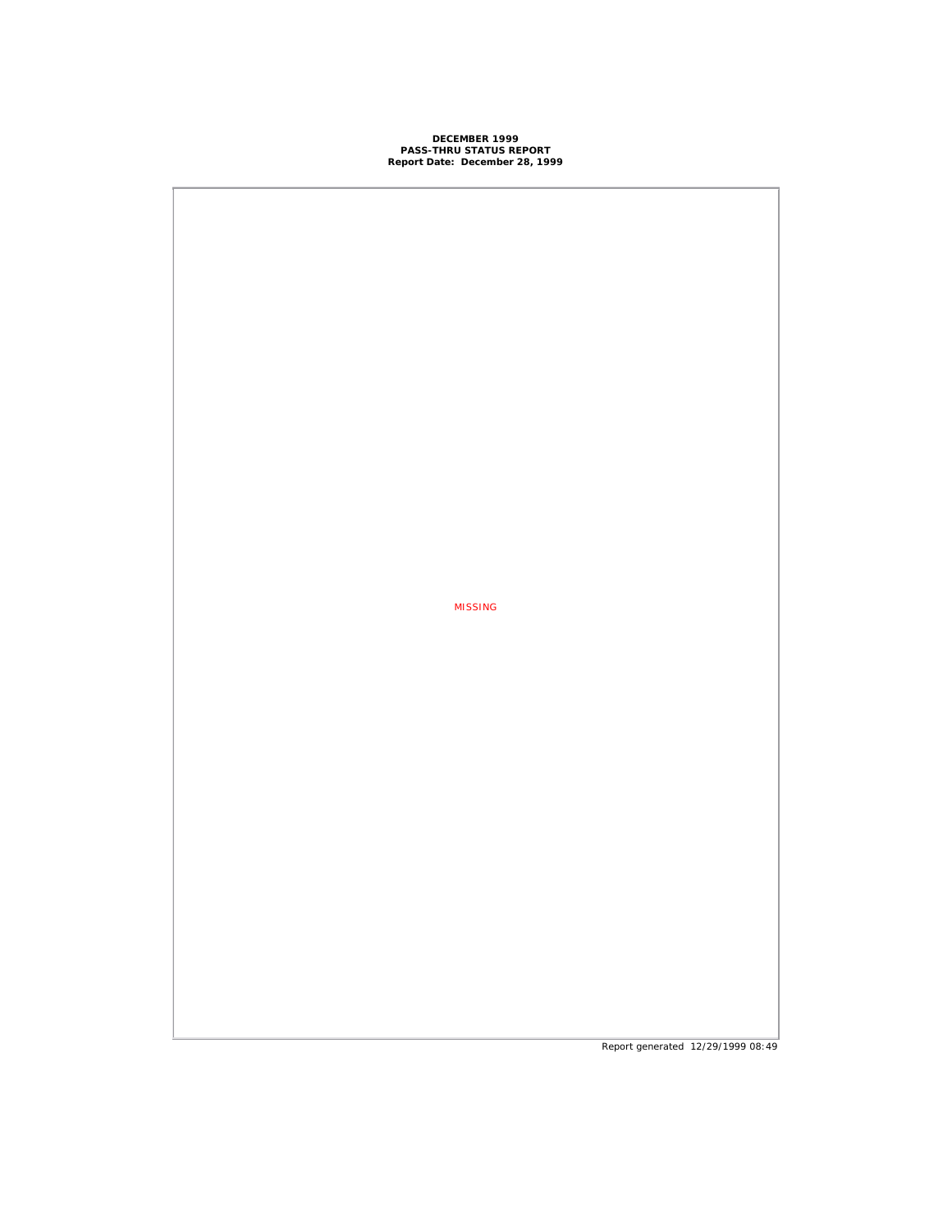**DECEMBER 1999**
**PASS-THRU STATUS REPORT**
**Report Date: December 28, 1999**

MISSING

Report generated 12/29/1999 08:49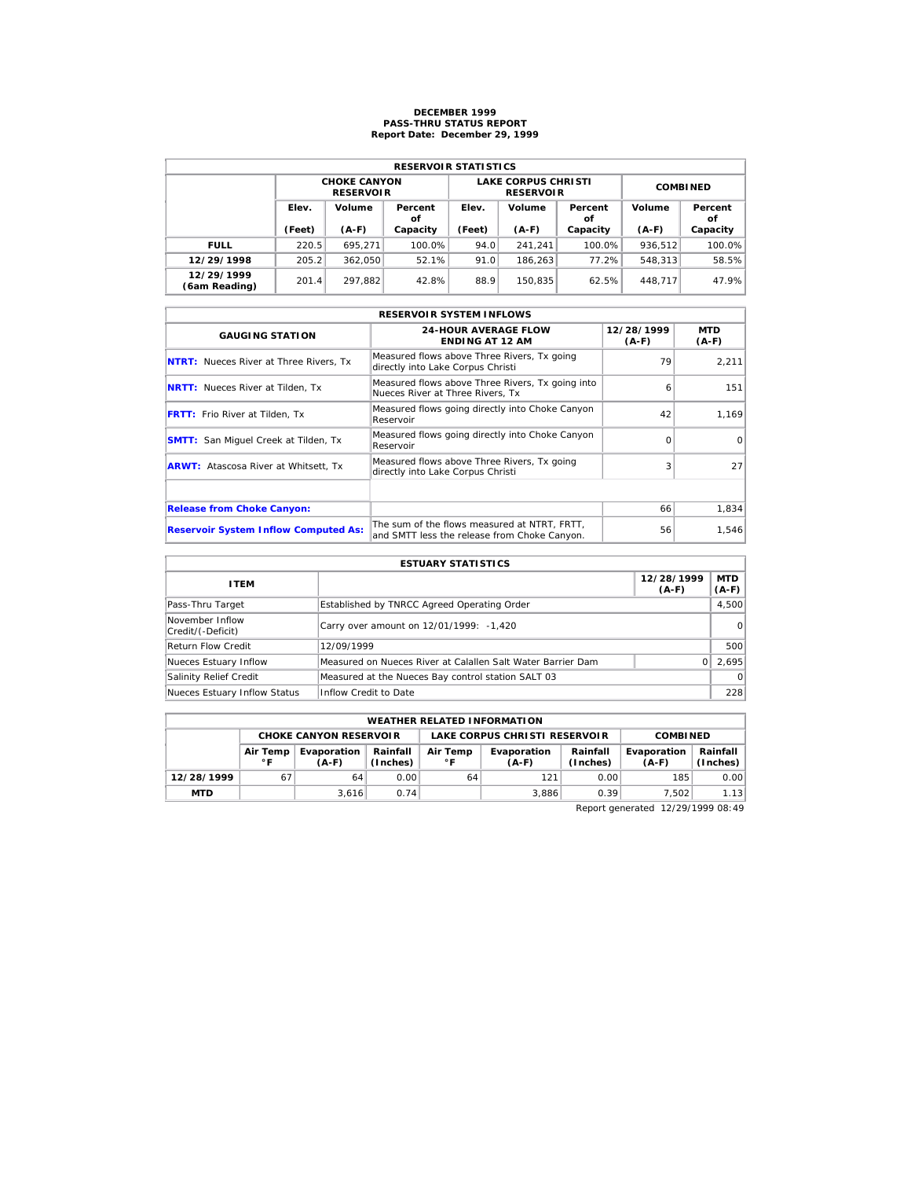# DECEMBER 1999
## PASS-THRU STATUS REPORT
### Report Date: December 29, 1999

| RESERVOIR STATISTICS | | | | | | | | |
|---|---|---|---|---|---|---|---|---|
| | CHOKE CANYON RESERVOIR | | | LAKE CORPUS CHRISTI RESERVOIR | | | COMBINED | |
| | Elev. (Feet) | Volume (A-F) | Percent of Capacity | Elev. (Feet) | Volume (A-F) | Percent of Capacity | Volume (A-F) | Percent of Capacity |
| **FULL** | 220.5 | 695,271 | 100.0% | 94.0 | 241,241 | 100.0% | 936,512 | 100.0% |
| **12/29/1998** | 205.2 | 362,050 | 52.1% | 91.0 | 186,263 | 77.2% | 548,313 | 58.5% |
| **12/29/1999 (6am Reading)** | 201.4 | 297,882 | 42.8% | 88.9 | 150,835 | 62.5% | 448,717 | 47.9% |

| RESERVOIR SYSTEM INFLOWS | | | |
|---|---|---|---|
| GAUGING STATION | 24-HOUR AVERAGE FLOW ENDING AT 12 AM | 12/28/1999 (A-F) | MTD (A-F) |
| **NTRT:** Nueces River at Three Rivers, Tx | Measured flows above Three Rivers, Tx going directly into Lake Corpus Christi | 79 | 2,211 |
| **NRTT:** Nueces River at Tilden, Tx | Measured flows above Three Rivers, Tx going into Nueces River at Three Rivers, Tx | 6 | 151 |
| **FRTT:** Frio River at Tilden, Tx | Measured flows going directly into Choke Canyon Reservoir | 42 | 1,169 |
| **SMTT:** San Miguel Creek at Tilden, Tx | Measured flows going directly into Choke Canyon Reservoir | 0 | 0 |
| **ARWT:** Atascosa River at Whitsett, Tx | Measured flows above Three Rivers, Tx going directly into Lake Corpus Christi | 3 | 27 |
| | | | |
| **Release from Choke Canyon:** | | 66 | 1,834 |
| **Reservoir System Inflow Computed As:** | The sum of the flows measured at NTRT, FRTT, and SMTT less the release from Choke Canyon. | 56 | 1,546 |

| ESTUARY STATISTICS | | | |
|---|---|---|---|
| ITEM | | 12/28/1999 (A-F) | MTD (A-F) |
| Pass-Thru Target | Established by TNRCC Agreed Operating Order | | 4,500 |
| November Inflow Credit/(-Deficit) | Carry over amount on 12/01/1999: -1,420 | | 0 |
| Return Flow Credit | 12/09/1999 | | 500 |
| Nueces Estuary Inflow | Measured on Nueces River at Calallen Salt Water Barrier Dam | 0 | 2,695 |
| Salinity Relief Credit | Measured at the Nueces Bay control station SALT 03 | | 0 |
| Nueces Estuary Inflow Status | Inflow Credit to Date | | 228 |

| WEATHER RELATED INFORMATION | | | | | | | | |
|---|---|---|---|---|---|---|---|---|
| | CHOKE CANYON RESERVOIR | | | LAKE CORPUS CHRISTI RESERVOIR | | | COMBINED | |
| | Air Temp °F | Evaporation (A-F) | Rainfall (Inches) | Air Temp °F | Evaporation (A-F) | Rainfall (Inches) | Evaporation (A-F) | Rainfall (Inches) |
| **12/28/1999** | 67 | 64 | 0.00 | 64 | 121 | 0.00 | 185 | 0.00 |
| **MTD** | | 3,616 | 0.74 | | 3,886 | 0.39 | 7,502 | 1.13 |

Report generated 12/29/1999 08:49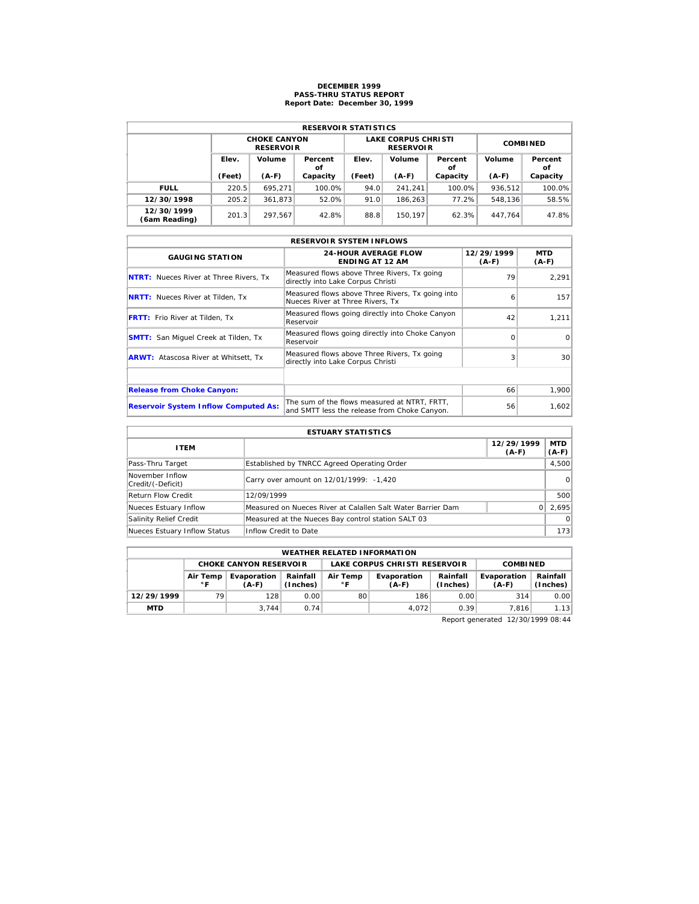# DECEMBER 1999
## PASS-THRU STATUS REPORT
### Report Date: December 30, 1999

| RESERVOIR STATISTICS | | | | | | | | |
|---|---|---|---|---|---|---|---|---|
| | CHOKE CANYON RESERVOIR | | | LAKE CORPUS CHRISTI RESERVOIR | | | COMBINED | |
| | Elev. (Feet) | Volume (A-F) | Percent of Capacity | Elev. (Feet) | Volume (A-F) | Percent of Capacity | Volume (A-F) | Percent of Capacity |
| **FULL** | 220.5 | 695,271 | 100.0% | 94.0 | 241,241 | 100.0% | 936,512 | 100.0% |
| **12/30/1998** | 205.2 | 361,873 | 52.0% | 91.0 | 186,263 | 77.2% | 548,136 | 58.5% |
| **12/30/1999 (6am Reading)** | 201.3 | 297,567 | 42.8% | 88.8 | 150,197 | 62.3% | 447,764 | 47.8% |

| RESERVOIR SYSTEM INFLOWS | | | |
|---|---|---|---|
| **GAUGING STATION** | **24-HOUR AVERAGE FLOW ENDING AT 12 AM** | **12/29/1999 (A-F)** | **MTD (A-F)** |
| **NTRT:** Nueces River at Three Rivers, Tx | Measured flows above Three Rivers, Tx going directly into Lake Corpus Christi | 79 | 2,291 |
| **NRTT:** Nueces River at Tilden, Tx | Measured flows above Three Rivers, Tx going into Nueces River at Three Rivers, Tx | 6 | 157 |
| **FRTT:** Frio River at Tilden, Tx | Measured flows going directly into Choke Canyon Reservoir | 42 | 1,211 |
| **SMTT:** San Miguel Creek at Tilden, Tx | Measured flows going directly into Choke Canyon Reservoir | 0 | 0 |
| **ARWT:** Atascosa River at Whitsett, Tx | Measured flows above Three Rivers, Tx going directly into Lake Corpus Christi | 3 | 30 |
| | | | |
| **Release from Choke Canyon:** | | 66 | 1,900 |
| **Reservoir System Inflow Computed As:** | The sum of the flows measured at NTRT, FRTT, and SMTT less the release from Choke Canyon. | 56 | 1,602 |

| ESTUARY STATISTICS | | | |
|---|---|---|---|
| **ITEM** | | **12/29/1999 (A-F)** | **MTD (A-F)** |
| Pass-Thru Target | Established by TNRCC Agreed Operating Order | | 4,500 |
| November Inflow Credit/(-Deficit) | Carry over amount on 12/01/1999: -1,420 | | 0 |
| Return Flow Credit | 12/09/1999 | | 500 |
| Nueces Estuary Inflow | Measured on Nueces River at Calallen Salt Water Barrier Dam | 0 | 2,695 |
| Salinity Relief Credit | Measured at the Nueces Bay control station SALT 03 | | 0 |
| Nueces Estuary Inflow Status | Inflow Credit to Date | | 173 |

| WEATHER RELATED INFORMATION | | | | | | | | |
|---|---|---|---|---|---|---|---|---|
| | CHOKE CANYON RESERVOIR | | | LAKE CORPUS CHRISTI RESERVOIR | | | COMBINED | |
| | Air Temp °F | Evaporation (A-F) | Rainfall (Inches) | Air Temp °F | Evaporation (A-F) | Rainfall (Inches) | Evaporation (A-F) | Rainfall (Inches) |
| **12/29/1999** | 79 | 128 | 0.00 | 80 | 186 | 0.00 | 314 | 0.00 |
| **MTD** | | 3,744 | 0.74 | | 4,072 | 0.39 | 7,816 | 1.13 |

Report generated 12/30/1999 08:44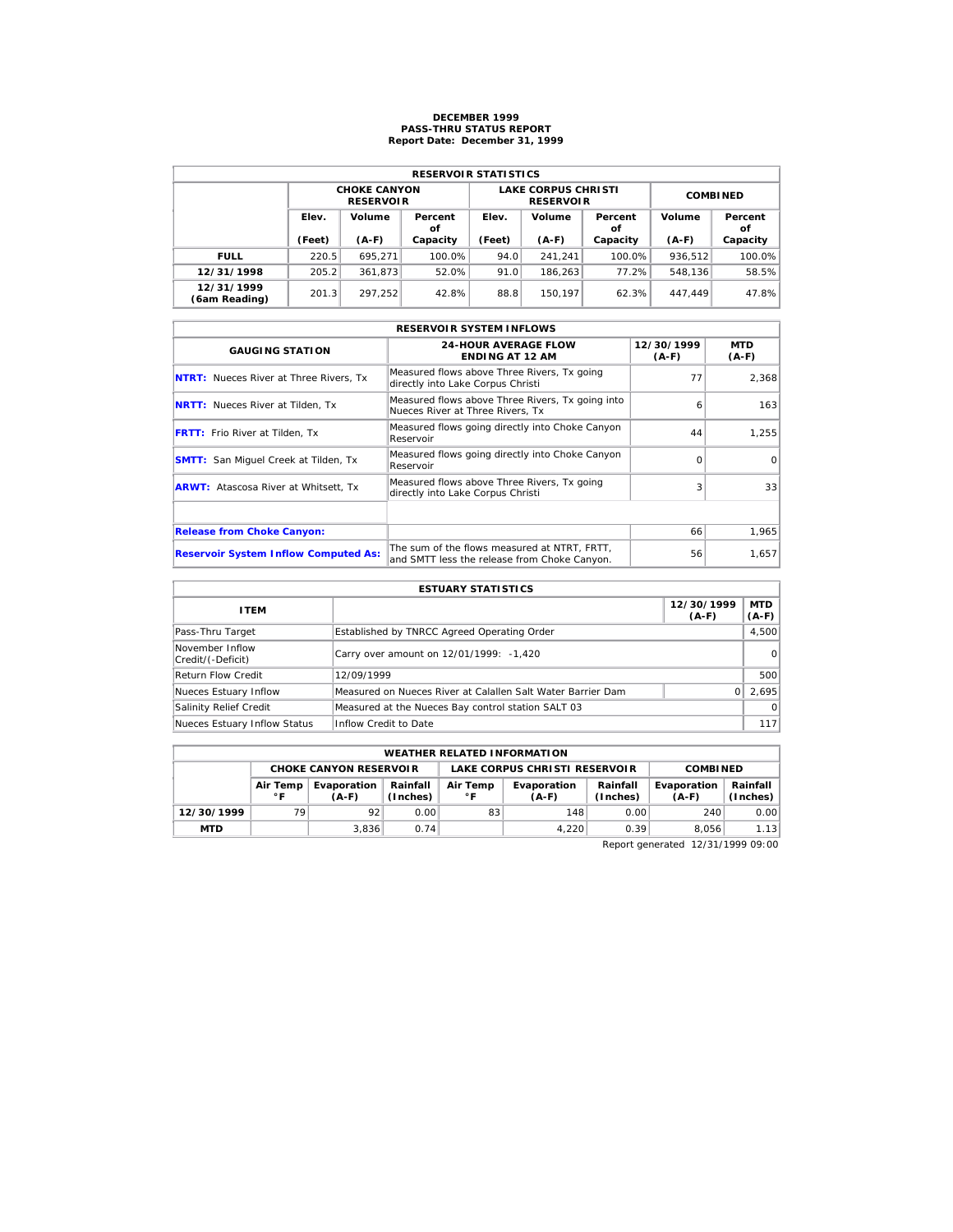# DECEMBER 1999
## PASS-THRU STATUS REPORT
### Report Date: December 31, 1999

| RESERVOIR STATISTICS | | | | | | | | |
|---|---|---|---|---|---|---|---|---|
| | CHOKE CANYON RESERVOIR | | | LAKE CORPUS CHRISTI RESERVOIR | | | COMBINED | |
| | Elev. (Feet) | Volume (A-F) | Percent of Capacity | Elev. (Feet) | Volume (A-F) | Percent of Capacity | Volume (A-F) | Percent of Capacity |
| FULL | 220.5 | 695,271 | 100.0% | 94.0 | 241,241 | 100.0% | 936,512 | 100.0% |
| 12/31/1998 | 205.2 | 361,873 | 52.0% | 91.0 | 186,263 | 77.2% | 548,136 | 58.5% |
| 12/31/1999 (6am Reading) | 201.3 | 297,252 | 42.8% | 88.8 | 150,197 | 62.3% | 447,449 | 47.8% |

| RESERVOIR SYSTEM INFLOWS | | | |
|---|---|---|---|
| GAUGING STATION | 24-HOUR AVERAGE FLOW ENDING AT 12 AM | 12/30/1999 (A-F) | MTD (A-F) |
| NTRT: Nueces River at Three Rivers, Tx | Measured flows above Three Rivers, Tx going directly into Lake Corpus Christi | 77 | 2,368 |
| NRTT: Nueces River at Tilden, Tx | Measured flows above Three Rivers, Tx going into Nueces River at Three Rivers, Tx | 6 | 163 |
| FRTT: Frio River at Tilden, Tx | Measured flows going directly into Choke Canyon Reservoir | 44 | 1,255 |
| SMTT: San Miguel Creek at Tilden, Tx | Measured flows going directly into Choke Canyon Reservoir | 0 | 0 |
| ARWT: Atascosa River at Whitsett, Tx | Measured flows above Three Rivers, Tx going directly into Lake Corpus Christi | 3 | 33 |
| | | | |
| Release from Choke Canyon: | | 66 | 1,965 |
| Reservoir System Inflow Computed As: | The sum of the flows measured at NTRT, FRTT, and SMTT less the release from Choke Canyon. | 56 | 1,657 |

| ESTUARY STATISTICS | | | |
|---|---|---|---|
| ITEM | | 12/30/1999 (A-F) | MTD (A-F) |
| Pass-Thru Target | Established by TNRCC Agreed Operating Order | | 4,500 |
| November Inflow Credit/(-Deficit) | Carry over amount on 12/01/1999: -1,420 | | 0 |
| Return Flow Credit | 12/09/1999 | | 500 |
| Nueces Estuary Inflow | Measured on Nueces River at Calallen Salt Water Barrier Dam | 0 | 2,695 |
| Salinity Relief Credit | Measured at the Nueces Bay control station SALT 03 | | 0 |
| Nueces Estuary Inflow Status | Inflow Credit to Date | | 117 |

| WEATHER RELATED INFORMATION | | | | | | | | |
|---|---|---|---|---|---|---|---|---|
| | CHOKE CANYON RESERVOIR | | | LAKE CORPUS CHRISTI RESERVOIR | | | COMBINED | |
| | Air Temp °F | Evaporation (A-F) | Rainfall (Inches) | Air Temp °F | Evaporation (A-F) | Rainfall (Inches) | Evaporation (A-F) | Rainfall (Inches) |
| 12/30/1999 | 79 | 92 | 0.00 | 83 | 148 | 0.00 | 240 | 0.00 |
| MTD | | 3,836 | 0.74 | | 4,220 | 0.39 | 8,056 | 1.13 |

Report generated 12/31/1999 09:00